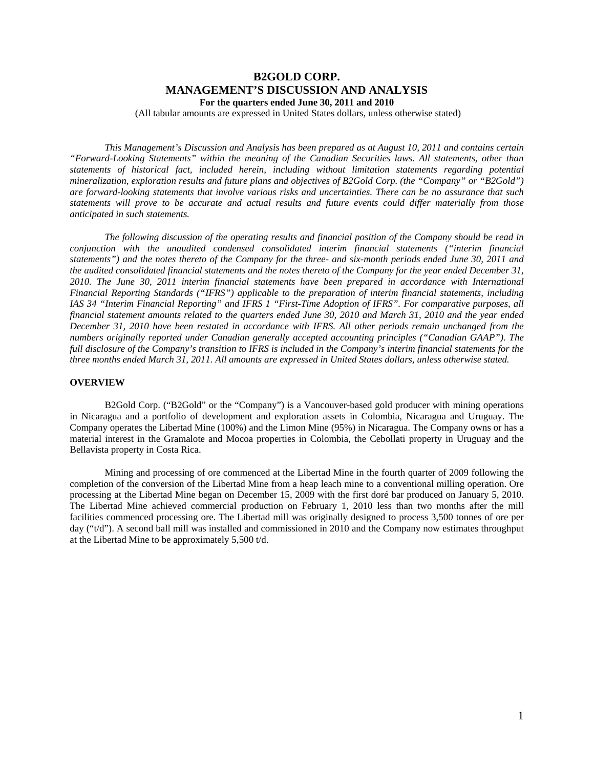# B2GOLD CORP.
# MANAGEMENT'S DISCUSSION AND ANALYSIS
## For the quarters ended June 30, 2011 and 2010

(All tabular amounts are expressed in United States dollars, unless otherwise stated)

*This Management's Discussion and Analysis has been prepared as at August 10, 2011 and contains certain "Forward-Looking Statements" within the meaning of the Canadian Securities laws. All statements, other than statements of historical fact, included herein, including without limitation statements regarding potential mineralization, exploration results and future plans and objectives of B2Gold Corp. (the "Company" or "B2Gold") are forward-looking statements that involve various risks and uncertainties. There can be no assurance that such statements will prove to be accurate and actual results and future events could differ materially from those anticipated in such statements.*

*The following discussion of the operating results and financial position of the Company should be read in conjunction with the unaudited condensed consolidated interim financial statements ("interim financial statements") and the notes thereto of the Company for the three- and six-month periods ended June 30, 2011 and the audited consolidated financial statements and the notes thereto of the Company for the year ended December 31, 2010. The June 30, 2011 interim financial statements have been prepared in accordance with International Financial Reporting Standards ("IFRS") applicable to the preparation of interim financial statements, including IAS 34 "Interim Financial Reporting" and IFRS 1 "First-Time Adoption of IFRS". For comparative purposes, all financial statement amounts related to the quarters ended June 30, 2010 and March 31, 2010 and the year ended December 31, 2010 have been restated in accordance with IFRS. All other periods remain unchanged from the numbers originally reported under Canadian generally accepted accounting principles ("Canadian GAAP"). The full disclosure of the Company's transition to IFRS is included in the Company's interim financial statements for the three months ended March 31, 2011. All amounts are expressed in United States dollars, unless otherwise stated.*

### OVERVIEW

B2Gold Corp. ("B2Gold" or the "Company") is a Vancouver-based gold producer with mining operations in Nicaragua and a portfolio of development and exploration assets in Colombia, Nicaragua and Uruguay. The Company operates the Libertad Mine (100%) and the Limon Mine (95%) in Nicaragua. The Company owns or has a material interest in the Gramalote and Mocoa properties in Colombia, the Cebollati property in Uruguay and the Bellavista property in Costa Rica.

Mining and processing of ore commenced at the Libertad Mine in the fourth quarter of 2009 following the completion of the conversion of the Libertad Mine from a heap leach mine to a conventional milling operation. Ore processing at the Libertad Mine began on December 15, 2009 with the first doré bar produced on January 5, 2010. The Libertad Mine achieved commercial production on February 1, 2010 less than two months after the mill facilities commenced processing ore. The Libertad mill was originally designed to process 3,500 tonnes of ore per day ("t/d"). A second ball mill was installed and commissioned in 2010 and the Company now estimates throughput at the Libertad Mine to be approximately 5,500 t/d.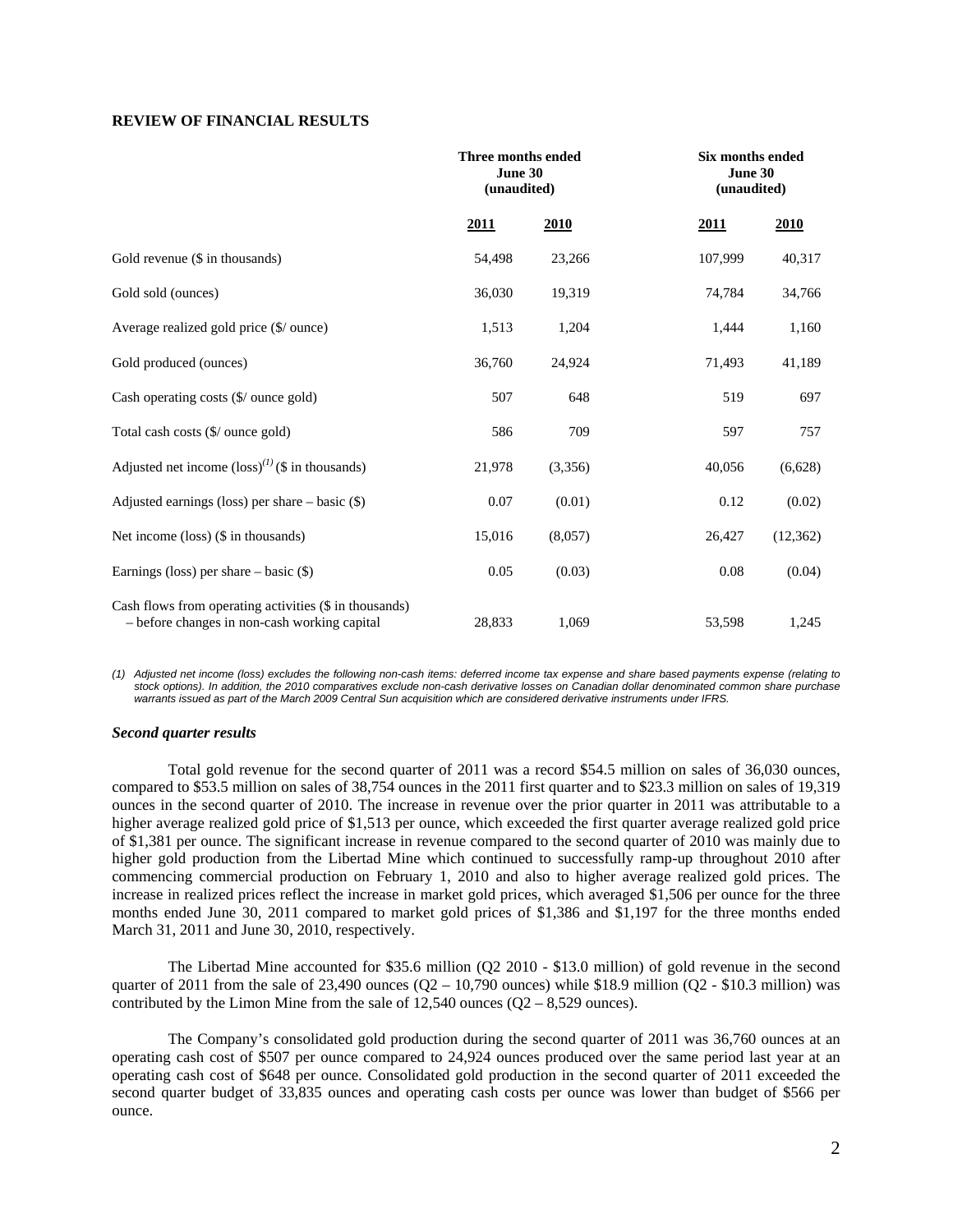## REVIEW OF FINANCIAL RESULTS

| | Three months ended June 30 (unaudited) | | Six months ended June 30 (unaudited) | |
|---|---|---|---|---|
| | 2011 | 2010 | 2011 | 2010 |
| Gold revenue ($ in thousands) | 54,498 | 23,266 | 107,999 | 40,317 |
| Gold sold (ounces) | 36,030 | 19,319 | 74,784 | 34,766 |
| Average realized gold price ($/ ounce) | 1,513 | 1,204 | 1,444 | 1,160 |
| Gold produced (ounces) | 36,760 | 24,924 | 71,493 | 41,189 |
| Cash operating costs ($/ ounce gold) | 507 | 648 | 519 | 697 |
| Total cash costs ($/ ounce gold) | 586 | 709 | 597 | 757 |
| Adjusted net income (loss)(1) ($ in thousands) | 21,978 | (3,356) | 40,056 | (6,628) |
| Adjusted earnings (loss) per share – basic ($) | 0.07 | (0.01) | 0.12 | (0.02) |
| Net income (loss) ($ in thousands) | 15,016 | (8,057) | 26,427 | (12,362) |
| Earnings (loss) per share – basic ($) | 0.05 | (0.03) | 0.08 | (0.04) |
| Cash flows from operating activities ($ in thousands) – before changes in non-cash working capital | 28,833 | 1,069 | 53,598 | 1,245 |

*(1) Adjusted net income (loss) excludes the following non-cash items: deferred income tax expense and share based payments expense (relating to stock options). In addition, the 2010 comparatives exclude non-cash derivative losses on Canadian dollar denominated common share purchase warrants issued as part of the March 2009 Central Sun acquisition which are considered derivative instruments under IFRS.*

### *Second quarter results*

Total gold revenue for the second quarter of 2011 was a record $54.5 million on sales of 36,030 ounces, compared to $53.5 million on sales of 38,754 ounces in the 2011 first quarter and to $23.3 million on sales of 19,319 ounces in the second quarter of 2010. The increase in revenue over the prior quarter in 2011 was attributable to a higher average realized gold price of $1,513 per ounce, which exceeded the first quarter average realized gold price of $1,381 per ounce. The significant increase in revenue compared to the second quarter of 2010 was mainly due to higher gold production from the Libertad Mine which continued to successfully ramp-up throughout 2010 after commencing commercial production on February 1, 2010 and also to higher average realized gold prices. The increase in realized prices reflect the increase in market gold prices, which averaged $1,506 per ounce for the three months ended June 30, 2011 compared to market gold prices of $1,386 and $1,197 for the three months ended March 31, 2011 and June 30, 2010, respectively.

The Libertad Mine accounted for $35.6 million (Q2 2010 - $13.0 million) of gold revenue in the second quarter of 2011 from the sale of 23,490 ounces (Q2 – 10,790 ounces) while $18.9 million (Q2 - $10.3 million) was contributed by the Limon Mine from the sale of 12,540 ounces (Q2 – 8,529 ounces).

The Company's consolidated gold production during the second quarter of 2011 was 36,760 ounces at an operating cash cost of $507 per ounce compared to 24,924 ounces produced over the same period last year at an operating cash cost of $648 per ounce. Consolidated gold production in the second quarter of 2011 exceeded the second quarter budget of 33,835 ounces and operating cash costs per ounce was lower than budget of $566 per ounce.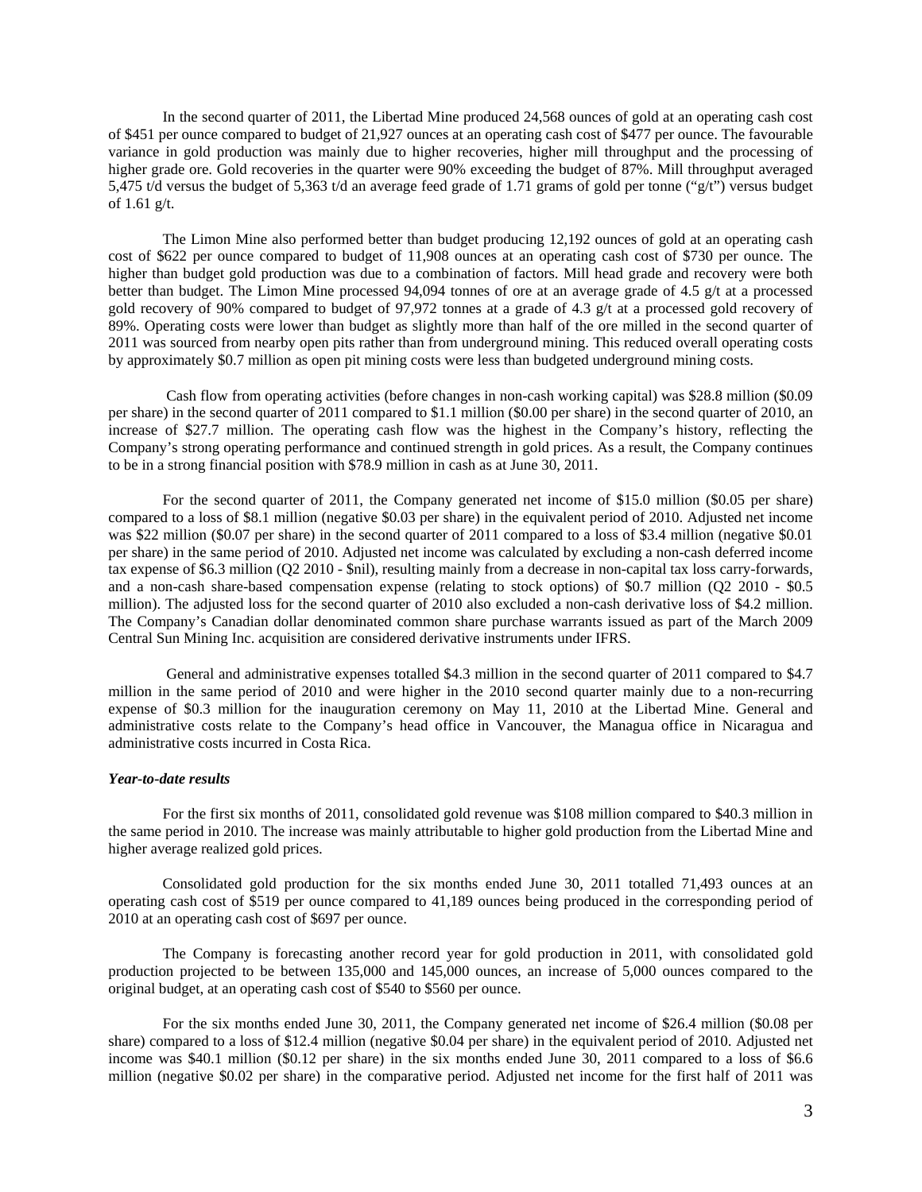In the second quarter of 2011, the Libertad Mine produced 24,568 ounces of gold at an operating cash cost of $451 per ounce compared to budget of 21,927 ounces at an operating cash cost of $477 per ounce. The favourable variance in gold production was mainly due to higher recoveries, higher mill throughput and the processing of higher grade ore. Gold recoveries in the quarter were 90% exceeding the budget of 87%. Mill throughput averaged 5,475 t/d versus the budget of 5,363 t/d an average feed grade of 1.71 grams of gold per tonne ("g/t") versus budget of 1.61 g/t.

The Limon Mine also performed better than budget producing 12,192 ounces of gold at an operating cash cost of $622 per ounce compared to budget of 11,908 ounces at an operating cash cost of $730 per ounce. The higher than budget gold production was due to a combination of factors. Mill head grade and recovery were both better than budget. The Limon Mine processed 94,094 tonnes of ore at an average grade of 4.5 g/t at a processed gold recovery of 90% compared to budget of 97,972 tonnes at a grade of 4.3 g/t at a processed gold recovery of 89%. Operating costs were lower than budget as slightly more than half of the ore milled in the second quarter of 2011 was sourced from nearby open pits rather than from underground mining. This reduced overall operating costs by approximately $0.7 million as open pit mining costs were less than budgeted underground mining costs.

Cash flow from operating activities (before changes in non-cash working capital) was $28.8 million ($0.09 per share) in the second quarter of 2011 compared to $1.1 million ($0.00 per share) in the second quarter of 2010, an increase of $27.7 million. The operating cash flow was the highest in the Company's history, reflecting the Company's strong operating performance and continued strength in gold prices. As a result, the Company continues to be in a strong financial position with $78.9 million in cash as at June 30, 2011.

For the second quarter of 2011, the Company generated net income of $15.0 million ($0.05 per share) compared to a loss of $8.1 million (negative $0.03 per share) in the equivalent period of 2010. Adjusted net income was $22 million ($0.07 per share) in the second quarter of 2011 compared to a loss of $3.4 million (negative $0.01 per share) in the same period of 2010. Adjusted net income was calculated by excluding a non-cash deferred income tax expense of $6.3 million (Q2 2010 - $nil), resulting mainly from a decrease in non-capital tax loss carry-forwards, and a non-cash share-based compensation expense (relating to stock options) of $0.7 million (Q2 2010 - $0.5 million). The adjusted loss for the second quarter of 2010 also excluded a non-cash derivative loss of $4.2 million. The Company's Canadian dollar denominated common share purchase warrants issued as part of the March 2009 Central Sun Mining Inc. acquisition are considered derivative instruments under IFRS.

General and administrative expenses totalled $4.3 million in the second quarter of 2011 compared to $4.7 million in the same period of 2010 and were higher in the 2010 second quarter mainly due to a non-recurring expense of $0.3 million for the inauguration ceremony on May 11, 2010 at the Libertad Mine. General and administrative costs relate to the Company's head office in Vancouver, the Managua office in Nicaragua and administrative costs incurred in Costa Rica.

***Year-to-date results***

For the first six months of 2011, consolidated gold revenue was $108 million compared to $40.3 million in the same period in 2010. The increase was mainly attributable to higher gold production from the Libertad Mine and higher average realized gold prices.

Consolidated gold production for the six months ended June 30, 2011 totalled 71,493 ounces at an operating cash cost of $519 per ounce compared to 41,189 ounces being produced in the corresponding period of 2010 at an operating cash cost of $697 per ounce.

The Company is forecasting another record year for gold production in 2011, with consolidated gold production projected to be between 135,000 and 145,000 ounces, an increase of 5,000 ounces compared to the original budget, at an operating cash cost of $540 to $560 per ounce.

For the six months ended June 30, 2011, the Company generated net income of $26.4 million ($0.08 per share) compared to a loss of $12.4 million (negative $0.04 per share) in the equivalent period of 2010. Adjusted net income was $40.1 million ($0.12 per share) in the six months ended June 30, 2011 compared to a loss of $6.6 million (negative $0.02 per share) in the comparative period. Adjusted net income for the first half of 2011 was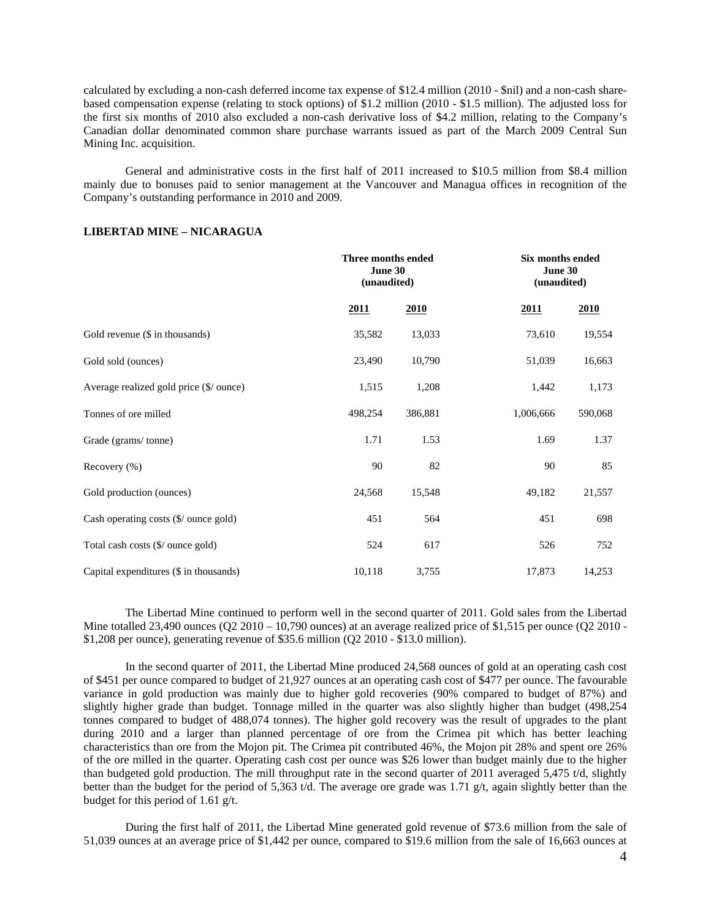calculated by excluding a non-cash deferred income tax expense of $12.4 million (2010 - $nil) and a non-cash share-based compensation expense (relating to stock options) of $1.2 million (2010 - $1.5 million). The adjusted loss for the first six months of 2010 also excluded a non-cash derivative loss of $4.2 million, relating to the Company's Canadian dollar denominated common share purchase warrants issued as part of the March 2009 Central Sun Mining Inc. acquisition.

General and administrative costs in the first half of 2011 increased to $10.5 million from $8.4 million mainly due to bonuses paid to senior management at the Vancouver and Managua offices in recognition of the Company's outstanding performance in 2010 and 2009.

**LIBERTAD MINE – NICARAGUA**

| | Three months ended June 30 (unaudited) | | Six months ended June 30 (unaudited) | |
|---|---|---|---|---|
| | **2011** | **2010** | **2011** | **2010** |
| Gold revenue ($ in thousands) | 35,582 | 13,033 | 73,610 | 19,554 |
| Gold sold (ounces) | 23,490 | 10,790 | 51,039 | 16,663 |
| Average realized gold price ($/ ounce) | 1,515 | 1,208 | 1,442 | 1,173 |
| Tonnes of ore milled | 498,254 | 386,881 | 1,006,666 | 590,068 |
| Grade (grams/ tonne) | 1.71 | 1.53 | 1.69 | 1.37 |
| Recovery (%) | 90 | 82 | 90 | 85 |
| Gold production (ounces) | 24,568 | 15,548 | 49,182 | 21,557 |
| Cash operating costs ($/ ounce gold) | 451 | 564 | 451 | 698 |
| Total cash costs ($/ ounce gold) | 524 | 617 | 526 | 752 |
| Capital expenditures ($ in thousands) | 10,118 | 3,755 | 17,873 | 14,253 |

The Libertad Mine continued to perform well in the second quarter of 2011. Gold sales from the Libertad Mine totalled 23,490 ounces (Q2 2010 – 10,790 ounces) at an average realized price of $1,515 per ounce (Q2 2010 - $1,208 per ounce), generating revenue of $35.6 million (Q2 2010 - $13.0 million).

In the second quarter of 2011, the Libertad Mine produced 24,568 ounces of gold at an operating cash cost of $451 per ounce compared to budget of 21,927 ounces at an operating cash cost of $477 per ounce. The favourable variance in gold production was mainly due to higher gold recoveries (90% compared to budget of 87%) and slightly higher grade than budget. Tonnage milled in the quarter was also slightly higher than budget (498,254 tonnes compared to budget of 488,074 tonnes). The higher gold recovery was the result of upgrades to the plant during 2010 and a larger than planned percentage of ore from the Crimea pit which has better leaching characteristics than ore from the Mojon pit. The Crimea pit contributed 46%, the Mojon pit 28% and spent ore 26% of the ore milled in the quarter. Operating cash cost per ounce was $26 lower than budget mainly due to the higher than budgeted gold production. The mill throughput rate in the second quarter of 2011 averaged 5,475 t/d, slightly better than the budget for the period of 5,363 t/d. The average ore grade was 1.71 g/t, again slightly better than the budget for this period of 1.61 g/t.

During the first half of 2011, the Libertad Mine generated gold revenue of $73.6 million from the sale of 51,039 ounces at an average price of $1,442 per ounce, compared to $19.6 million from the sale of 16,663 ounces at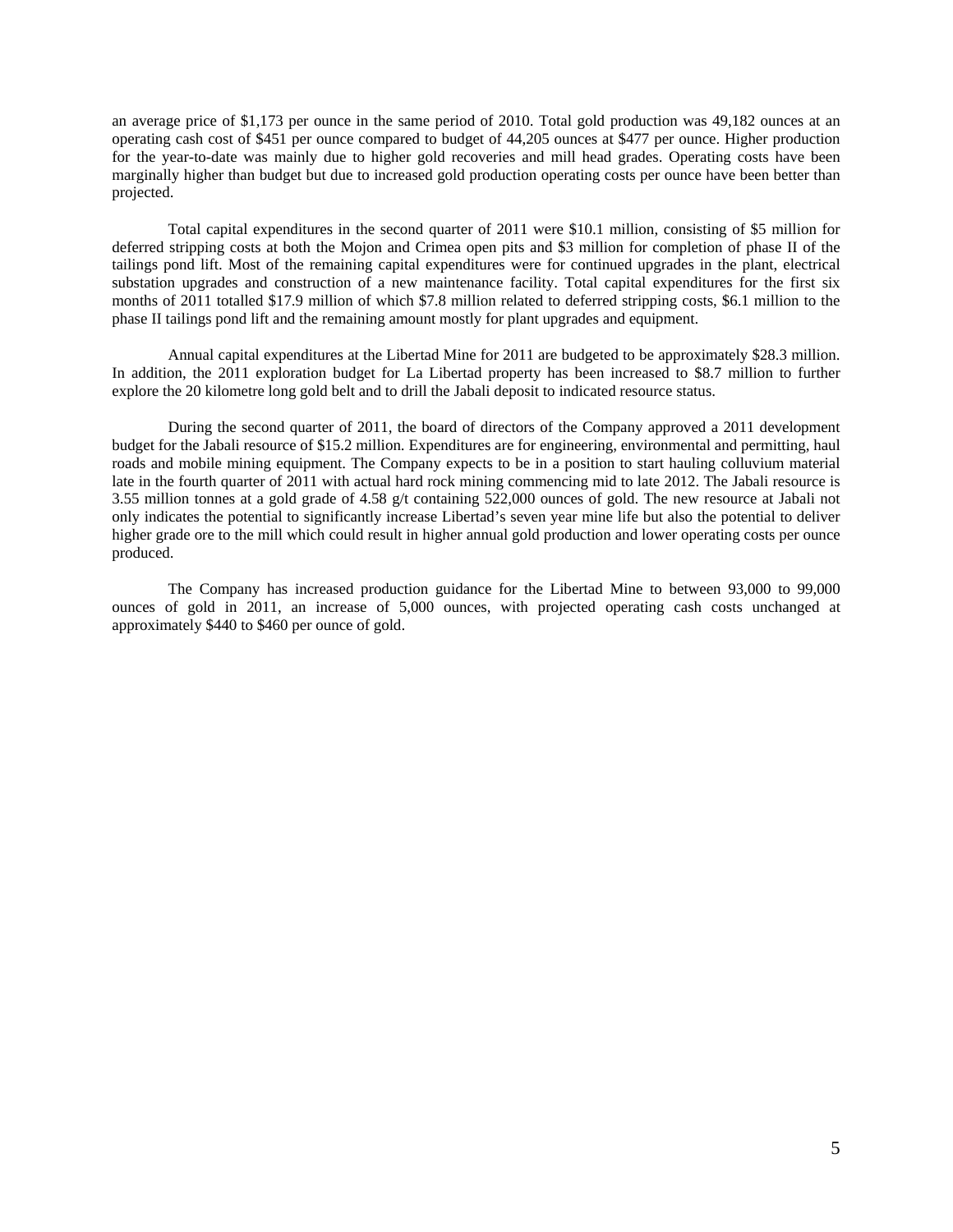an average price of $1,173 per ounce in the same period of 2010. Total gold production was 49,182 ounces at an operating cash cost of $451 per ounce compared to budget of 44,205 ounces at $477 per ounce. Higher production for the year-to-date was mainly due to higher gold recoveries and mill head grades. Operating costs have been marginally higher than budget but due to increased gold production operating costs per ounce have been better than projected.

Total capital expenditures in the second quarter of 2011 were $10.1 million, consisting of $5 million for deferred stripping costs at both the Mojon and Crimea open pits and $3 million for completion of phase II of the tailings pond lift. Most of the remaining capital expenditures were for continued upgrades in the plant, electrical substation upgrades and construction of a new maintenance facility. Total capital expenditures for the first six months of 2011 totalled $17.9 million of which $7.8 million related to deferred stripping costs, $6.1 million to the phase II tailings pond lift and the remaining amount mostly for plant upgrades and equipment.

Annual capital expenditures at the Libertad Mine for 2011 are budgeted to be approximately $28.3 million. In addition, the 2011 exploration budget for La Libertad property has been increased to $8.7 million to further explore the 20 kilometre long gold belt and to drill the Jabali deposit to indicated resource status.

During the second quarter of 2011, the board of directors of the Company approved a 2011 development budget for the Jabali resource of $15.2 million. Expenditures are for engineering, environmental and permitting, haul roads and mobile mining equipment. The Company expects to be in a position to start hauling colluvium material late in the fourth quarter of 2011 with actual hard rock mining commencing mid to late 2012. The Jabali resource is 3.55 million tonnes at a gold grade of 4.58 g/t containing 522,000 ounces of gold. The new resource at Jabali not only indicates the potential to significantly increase Libertad's seven year mine life but also the potential to deliver higher grade ore to the mill which could result in higher annual gold production and lower operating costs per ounce produced.

The Company has increased production guidance for the Libertad Mine to between 93,000 to 99,000 ounces of gold in 2011, an increase of 5,000 ounces, with projected operating cash costs unchanged at approximately $440 to $460 per ounce of gold.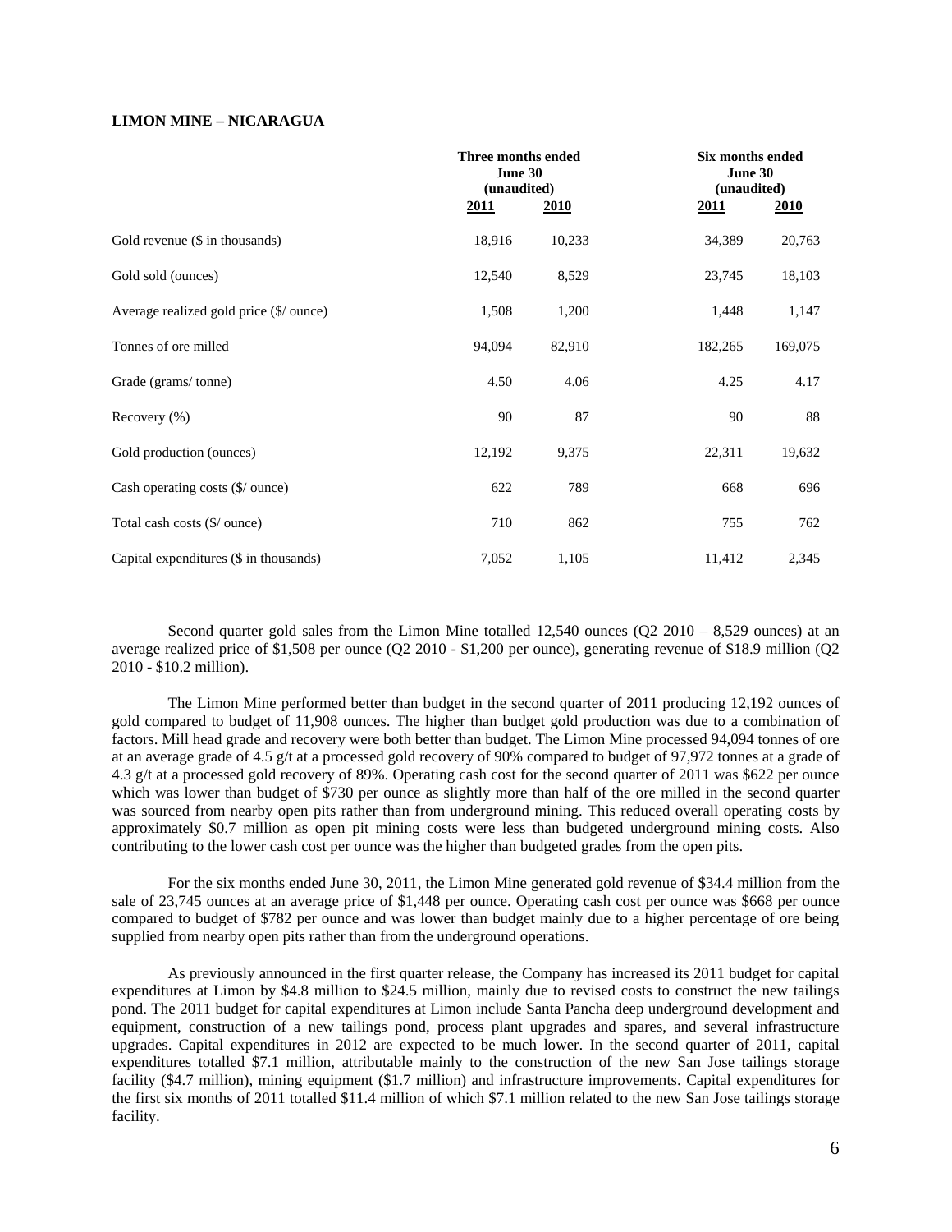**LIMON MINE – NICARAGUA**

| | Three months ended June 30 (unaudited) | | Six months ended June 30 (unaudited) | |
|---|---|---|---|---|
| | 2011 | 2010 | 2011 | 2010 |
| Gold revenue ($ in thousands) | 18,916 | 10,233 | 34,389 | 20,763 |
| Gold sold (ounces) | 12,540 | 8,529 | 23,745 | 18,103 |
| Average realized gold price ($/ ounce) | 1,508 | 1,200 | 1,448 | 1,147 |
| Tonnes of ore milled | 94,094 | 82,910 | 182,265 | 169,075 |
| Grade (grams/ tonne) | 4.50 | 4.06 | 4.25 | 4.17 |
| Recovery (%) | 90 | 87 | 90 | 88 |
| Gold production (ounces) | 12,192 | 9,375 | 22,311 | 19,632 |
| Cash operating costs ($/ ounce) | 622 | 789 | 668 | 696 |
| Total cash costs ($/ ounce) | 710 | 862 | 755 | 762 |
| Capital expenditures ($ in thousands) | 7,052 | 1,105 | 11,412 | 2,345 |

Second quarter gold sales from the Limon Mine totalled 12,540 ounces (Q2 2010 – 8,529 ounces) at an average realized price of $1,508 per ounce (Q2 2010 - $1,200 per ounce), generating revenue of $18.9 million (Q2 2010 - $10.2 million).

The Limon Mine performed better than budget in the second quarter of 2011 producing 12,192 ounces of gold compared to budget of 11,908 ounces. The higher than budget gold production was due to a combination of factors. Mill head grade and recovery were both better than budget. The Limon Mine processed 94,094 tonnes of ore at an average grade of 4.5 g/t at a processed gold recovery of 90% compared to budget of 97,972 tonnes at a grade of 4.3 g/t at a processed gold recovery of 89%. Operating cash cost for the second quarter of 2011 was $622 per ounce which was lower than budget of $730 per ounce as slightly more than half of the ore milled in the second quarter was sourced from nearby open pits rather than from underground mining. This reduced overall operating costs by approximately $0.7 million as open pit mining costs were less than budgeted underground mining costs. Also contributing to the lower cash cost per ounce was the higher than budgeted grades from the open pits.

For the six months ended June 30, 2011, the Limon Mine generated gold revenue of $34.4 million from the sale of 23,745 ounces at an average price of $1,448 per ounce. Operating cash cost per ounce was $668 per ounce compared to budget of $782 per ounce and was lower than budget mainly due to a higher percentage of ore being supplied from nearby open pits rather than from the underground operations.

As previously announced in the first quarter release, the Company has increased its 2011 budget for capital expenditures at Limon by $4.8 million to $24.5 million, mainly due to revised costs to construct the new tailings pond. The 2011 budget for capital expenditures at Limon include Santa Pancha deep underground development and equipment, construction of a new tailings pond, process plant upgrades and spares, and several infrastructure upgrades. Capital expenditures in 2012 are expected to be much lower. In the second quarter of 2011, capital expenditures totalled $7.1 million, attributable mainly to the construction of the new San Jose tailings storage facility ($4.7 million), mining equipment ($1.7 million) and infrastructure improvements. Capital expenditures for the first six months of 2011 totalled $11.4 million of which $7.1 million related to the new San Jose tailings storage facility.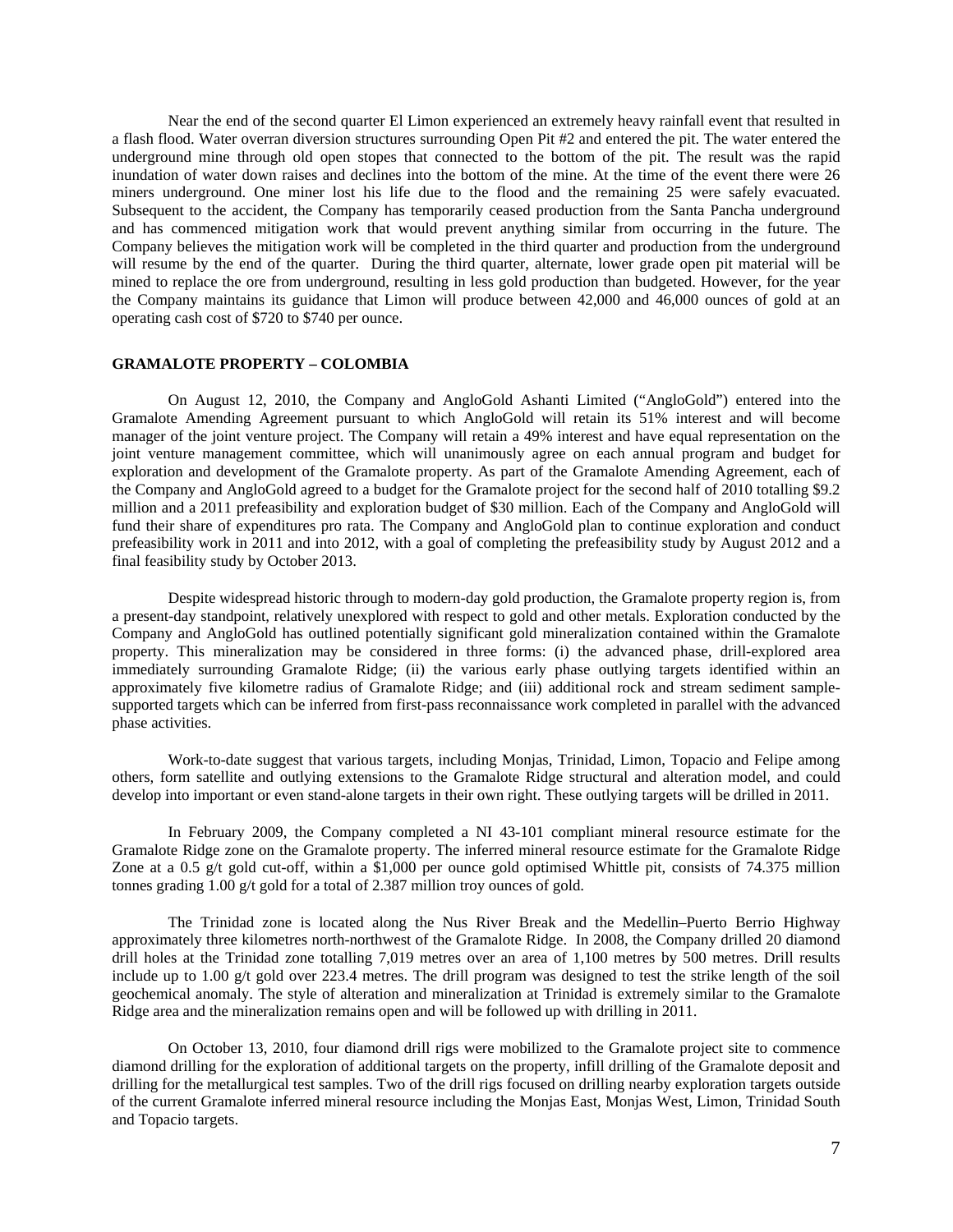Near the end of the second quarter El Limon experienced an extremely heavy rainfall event that resulted in a flash flood. Water overran diversion structures surrounding Open Pit #2 and entered the pit. The water entered the underground mine through old open stopes that connected to the bottom of the pit. The result was the rapid inundation of water down raises and declines into the bottom of the mine. At the time of the event there were 26 miners underground. One miner lost his life due to the flood and the remaining 25 were safely evacuated. Subsequent to the accident, the Company has temporarily ceased production from the Santa Pancha underground and has commenced mitigation work that would prevent anything similar from occurring in the future. The Company believes the mitigation work will be completed in the third quarter and production from the underground will resume by the end of the quarter. During the third quarter, alternate, lower grade open pit material will be mined to replace the ore from underground, resulting in less gold production than budgeted. However, for the year the Company maintains its guidance that Limon will produce between 42,000 and 46,000 ounces of gold at an operating cash cost of $720 to $740 per ounce.

## GRAMALOTE PROPERTY – COLOMBIA

On August 12, 2010, the Company and AngloGold Ashanti Limited ("AngloGold") entered into the Gramalote Amending Agreement pursuant to which AngloGold will retain its 51% interest and will become manager of the joint venture project. The Company will retain a 49% interest and have equal representation on the joint venture management committee, which will unanimously agree on each annual program and budget for exploration and development of the Gramalote property. As part of the Gramalote Amending Agreement, each of the Company and AngloGold agreed to a budget for the Gramalote project for the second half of 2010 totalling $9.2 million and a 2011 prefeasibility and exploration budget of $30 million. Each of the Company and AngloGold will fund their share of expenditures pro rata. The Company and AngloGold plan to continue exploration and conduct prefeasibility work in 2011 and into 2012, with a goal of completing the prefeasibility study by August 2012 and a final feasibility study by October 2013.

Despite widespread historic through to modern-day gold production, the Gramalote property region is, from a present-day standpoint, relatively unexplored with respect to gold and other metals. Exploration conducted by the Company and AngloGold has outlined potentially significant gold mineralization contained within the Gramalote property. This mineralization may be considered in three forms: (i) the advanced phase, drill-explored area immediately surrounding Gramalote Ridge; (ii) the various early phase outlying targets identified within an approximately five kilometre radius of Gramalote Ridge; and (iii) additional rock and stream sediment sample-supported targets which can be inferred from first-pass reconnaissance work completed in parallel with the advanced phase activities.

Work-to-date suggest that various targets, including Monjas, Trinidad, Limon, Topacio and Felipe among others, form satellite and outlying extensions to the Gramalote Ridge structural and alteration model, and could develop into important or even stand-alone targets in their own right. These outlying targets will be drilled in 2011.

In February 2009, the Company completed a NI 43-101 compliant mineral resource estimate for the Gramalote Ridge zone on the Gramalote property. The inferred mineral resource estimate for the Gramalote Ridge Zone at a 0.5 g/t gold cut-off, within a $1,000 per ounce gold optimised Whittle pit, consists of 74.375 million tonnes grading 1.00 g/t gold for a total of 2.387 million troy ounces of gold.

The Trinidad zone is located along the Nus River Break and the Medellin–Puerto Berrio Highway approximately three kilometres north-northwest of the Gramalote Ridge. In 2008, the Company drilled 20 diamond drill holes at the Trinidad zone totalling 7,019 metres over an area of 1,100 metres by 500 metres. Drill results include up to 1.00 g/t gold over 223.4 metres. The drill program was designed to test the strike length of the soil geochemical anomaly. The style of alteration and mineralization at Trinidad is extremely similar to the Gramalote Ridge area and the mineralization remains open and will be followed up with drilling in 2011.

On October 13, 2010, four diamond drill rigs were mobilized to the Gramalote project site to commence diamond drilling for the exploration of additional targets on the property, infill drilling of the Gramalote deposit and drilling for the metallurgical test samples. Two of the drill rigs focused on drilling nearby exploration targets outside of the current Gramalote inferred mineral resource including the Monjas East, Monjas West, Limon, Trinidad South and Topacio targets.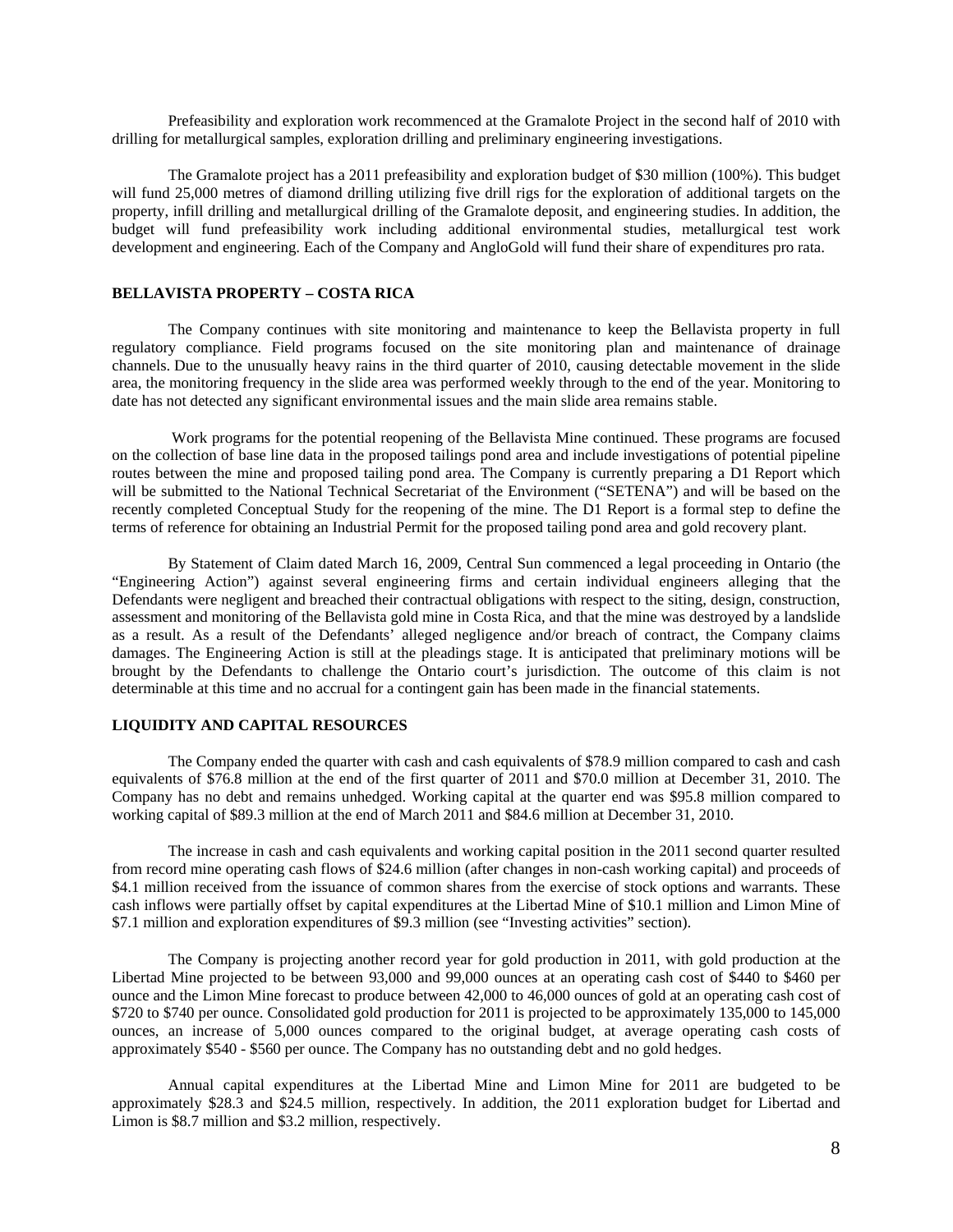Prefeasibility and exploration work recommenced at the Gramalote Project in the second half of 2010 with drilling for metallurgical samples, exploration drilling and preliminary engineering investigations.

The Gramalote project has a 2011 prefeasibility and exploration budget of $30 million (100%). This budget will fund 25,000 metres of diamond drilling utilizing five drill rigs for the exploration of additional targets on the property, infill drilling and metallurgical drilling of the Gramalote deposit, and engineering studies. In addition, the budget will fund prefeasibility work including additional environmental studies, metallurgical test work development and engineering. Each of the Company and AngloGold will fund their share of expenditures pro rata.

## BELLAVISTA PROPERTY – COSTA RICA

The Company continues with site monitoring and maintenance to keep the Bellavista property in full regulatory compliance. Field programs focused on the site monitoring plan and maintenance of drainage channels. Due to the unusually heavy rains in the third quarter of 2010, causing detectable movement in the slide area, the monitoring frequency in the slide area was performed weekly through to the end of the year. Monitoring to date has not detected any significant environmental issues and the main slide area remains stable.

Work programs for the potential reopening of the Bellavista Mine continued. These programs are focused on the collection of base line data in the proposed tailings pond area and include investigations of potential pipeline routes between the mine and proposed tailing pond area. The Company is currently preparing a D1 Report which will be submitted to the National Technical Secretariat of the Environment ("SETENA") and will be based on the recently completed Conceptual Study for the reopening of the mine. The D1 Report is a formal step to define the terms of reference for obtaining an Industrial Permit for the proposed tailing pond area and gold recovery plant.

By Statement of Claim dated March 16, 2009, Central Sun commenced a legal proceeding in Ontario (the "Engineering Action") against several engineering firms and certain individual engineers alleging that the Defendants were negligent and breached their contractual obligations with respect to the siting, design, construction, assessment and monitoring of the Bellavista gold mine in Costa Rica, and that the mine was destroyed by a landslide as a result. As a result of the Defendants' alleged negligence and/or breach of contract, the Company claims damages. The Engineering Action is still at the pleadings stage. It is anticipated that preliminary motions will be brought by the Defendants to challenge the Ontario court's jurisdiction. The outcome of this claim is not determinable at this time and no accrual for a contingent gain has been made in the financial statements.

## LIQUIDITY AND CAPITAL RESOURCES

The Company ended the quarter with cash and cash equivalents of $78.9 million compared to cash and cash equivalents of $76.8 million at the end of the first quarter of 2011 and $70.0 million at December 31, 2010. The Company has no debt and remains unhedged. Working capital at the quarter end was $95.8 million compared to working capital of $89.3 million at the end of March 2011 and $84.6 million at December 31, 2010.

The increase in cash and cash equivalents and working capital position in the 2011 second quarter resulted from record mine operating cash flows of $24.6 million (after changes in non-cash working capital) and proceeds of $4.1 million received from the issuance of common shares from the exercise of stock options and warrants. These cash inflows were partially offset by capital expenditures at the Libertad Mine of $10.1 million and Limon Mine of $7.1 million and exploration expenditures of $9.3 million (see "Investing activities" section).

The Company is projecting another record year for gold production in 2011, with gold production at the Libertad Mine projected to be between 93,000 and 99,000 ounces at an operating cash cost of $440 to $460 per ounce and the Limon Mine forecast to produce between 42,000 to 46,000 ounces of gold at an operating cash cost of $720 to $740 per ounce. Consolidated gold production for 2011 is projected to be approximately 135,000 to 145,000 ounces, an increase of 5,000 ounces compared to the original budget, at average operating cash costs of approximately $540 - $560 per ounce. The Company has no outstanding debt and no gold hedges.

Annual capital expenditures at the Libertad Mine and Limon Mine for 2011 are budgeted to be approximately $28.3 and $24.5 million, respectively. In addition, the 2011 exploration budget for Libertad and Limon is $8.7 million and $3.2 million, respectively.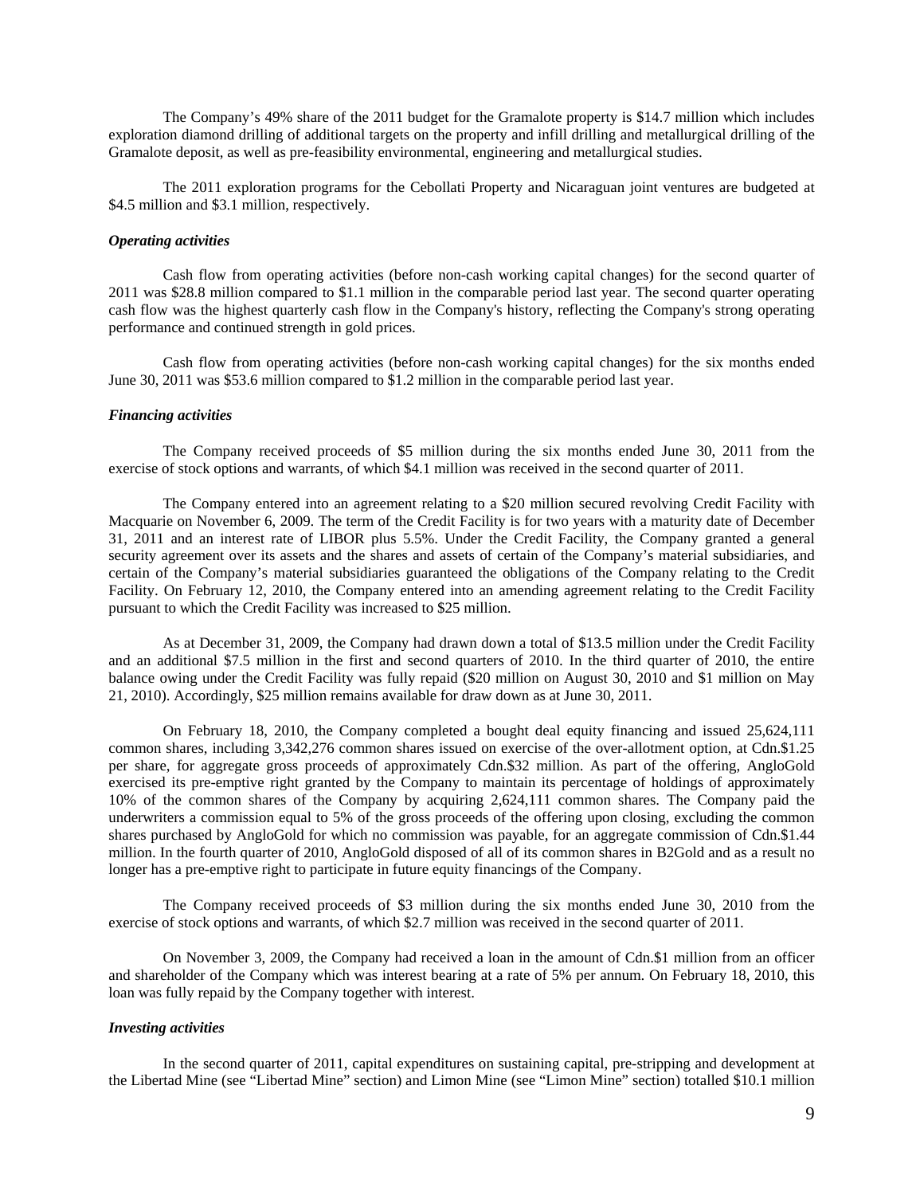The Company's 49% share of the 2011 budget for the Gramalote property is $14.7 million which includes exploration diamond drilling of additional targets on the property and infill drilling and metallurgical drilling of the Gramalote deposit, as well as pre-feasibility environmental, engineering and metallurgical studies.

The 2011 exploration programs for the Cebollati Property and Nicaraguan joint ventures are budgeted at $4.5 million and $3.1 million, respectively.

***Operating activities***

Cash flow from operating activities (before non-cash working capital changes) for the second quarter of 2011 was $28.8 million compared to $1.1 million in the comparable period last year. The second quarter operating cash flow was the highest quarterly cash flow in the Company's history, reflecting the Company's strong operating performance and continued strength in gold prices.

Cash flow from operating activities (before non-cash working capital changes) for the six months ended June 30, 2011 was $53.6 million compared to $1.2 million in the comparable period last year.

***Financing activities***

The Company received proceeds of $5 million during the six months ended June 30, 2011 from the exercise of stock options and warrants, of which $4.1 million was received in the second quarter of 2011.

The Company entered into an agreement relating to a $20 million secured revolving Credit Facility with Macquarie on November 6, 2009. The term of the Credit Facility is for two years with a maturity date of December 31, 2011 and an interest rate of LIBOR plus 5.5%. Under the Credit Facility, the Company granted a general security agreement over its assets and the shares and assets of certain of the Company's material subsidiaries, and certain of the Company's material subsidiaries guaranteed the obligations of the Company relating to the Credit Facility. On February 12, 2010, the Company entered into an amending agreement relating to the Credit Facility pursuant to which the Credit Facility was increased to $25 million.

As at December 31, 2009, the Company had drawn down a total of $13.5 million under the Credit Facility and an additional $7.5 million in the first and second quarters of 2010. In the third quarter of 2010, the entire balance owing under the Credit Facility was fully repaid ($20 million on August 30, 2010 and $1 million on May 21, 2010). Accordingly, $25 million remains available for draw down as at June 30, 2011.

On February 18, 2010, the Company completed a bought deal equity financing and issued 25,624,111 common shares, including 3,342,276 common shares issued on exercise of the over-allotment option, at Cdn.$1.25 per share, for aggregate gross proceeds of approximately Cdn.$32 million. As part of the offering, AngloGold exercised its pre-emptive right granted by the Company to maintain its percentage of holdings of approximately 10% of the common shares of the Company by acquiring 2,624,111 common shares. The Company paid the underwriters a commission equal to 5% of the gross proceeds of the offering upon closing, excluding the common shares purchased by AngloGold for which no commission was payable, for an aggregate commission of Cdn.$1.44 million. In the fourth quarter of 2010, AngloGold disposed of all of its common shares in B2Gold and as a result no longer has a pre-emptive right to participate in future equity financings of the Company.

The Company received proceeds of $3 million during the six months ended June 30, 2010 from the exercise of stock options and warrants, of which $2.7 million was received in the second quarter of 2011.

On November 3, 2009, the Company had received a loan in the amount of Cdn.$1 million from an officer and shareholder of the Company which was interest bearing at a rate of 5% per annum. On February 18, 2010, this loan was fully repaid by the Company together with interest.

***Investing activities***

In the second quarter of 2011, capital expenditures on sustaining capital, pre-stripping and development at the Libertad Mine (see "Libertad Mine" section) and Limon Mine (see "Limon Mine" section) totalled $10.1 million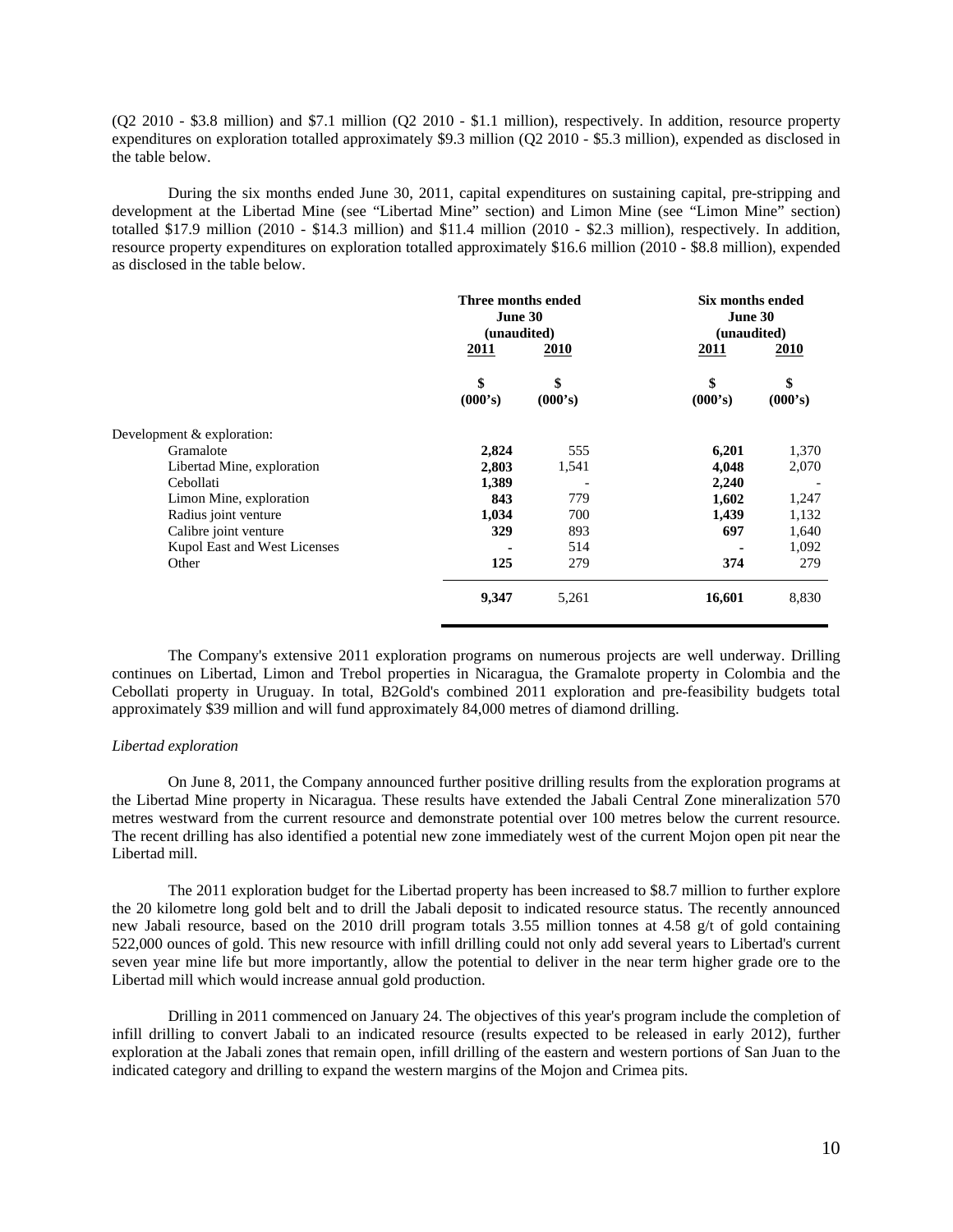(Q2 2010 - $3.8 million) and $7.1 million (Q2 2010 - $1.1 million), respectively. In addition, resource property expenditures on exploration totalled approximately $9.3 million (Q2 2010 - $5.3 million), expended as disclosed in the table below.

During the six months ended June 30, 2011, capital expenditures on sustaining capital, pre-stripping and development at the Libertad Mine (see "Libertad Mine" section) and Limon Mine (see "Limon Mine" section) totalled $17.9 million (2010 - $14.3 million) and $11.4 million (2010 - $2.3 million), respectively. In addition, resource property expenditures on exploration totalled approximately $16.6 million (2010 - $8.8 million), expended as disclosed in the table below.

| | Three months ended June 30 (unaudited) | | Six months ended June 30 (unaudited) | |
|---|---|---|---|---|
| | **2011** | **2010** | **2011** | **2010** |
| | **\$ (000's)** | **\$ (000's)** | **\$ (000's)** | **\$ (000's)** |
| Development & exploration: | | | | |
| Gramalote | **2,824** | 555 | **6,201** | 1,370 |
| Libertad Mine, exploration | **2,803** | 1,541 | **4,048** | 2,070 |
| Cebollati | **1,389** | - | **2,240** | - |
| Limon Mine, exploration | **843** | 779 | **1,602** | 1,247 |
| Radius joint venture | **1,034** | 700 | **1,439** | 1,132 |
| Calibre joint venture | **329** | 893 | **697** | 1,640 |
| Kupol East and West Licenses | **-** | 514 | **-** | 1,092 |
| Other | **125** | 279 | **374** | 279 |
| | **9,347** | 5,261 | **16,601** | 8,830 |

The Company's extensive 2011 exploration programs on numerous projects are well underway. Drilling continues on Libertad, Limon and Trebol properties in Nicaragua, the Gramalote property in Colombia and the Cebollati property in Uruguay. In total, B2Gold's combined 2011 exploration and pre-feasibility budgets total approximately $39 million and will fund approximately 84,000 metres of diamond drilling.

*Libertad exploration*

On June 8, 2011, the Company announced further positive drilling results from the exploration programs at the Libertad Mine property in Nicaragua. These results have extended the Jabali Central Zone mineralization 570 metres westward from the current resource and demonstrate potential over 100 metres below the current resource. The recent drilling has also identified a potential new zone immediately west of the current Mojon open pit near the Libertad mill.

The 2011 exploration budget for the Libertad property has been increased to $8.7 million to further explore the 20 kilometre long gold belt and to drill the Jabali deposit to indicated resource status. The recently announced new Jabali resource, based on the 2010 drill program totals 3.55 million tonnes at 4.58 g/t of gold containing 522,000 ounces of gold. This new resource with infill drilling could not only add several years to Libertad's current seven year mine life but more importantly, allow the potential to deliver in the near term higher grade ore to the Libertad mill which would increase annual gold production.

Drilling in 2011 commenced on January 24. The objectives of this year's program include the completion of infill drilling to convert Jabali to an indicated resource (results expected to be released in early 2012), further exploration at the Jabali zones that remain open, infill drilling of the eastern and western portions of San Juan to the indicated category and drilling to expand the western margins of the Mojon and Crimea pits.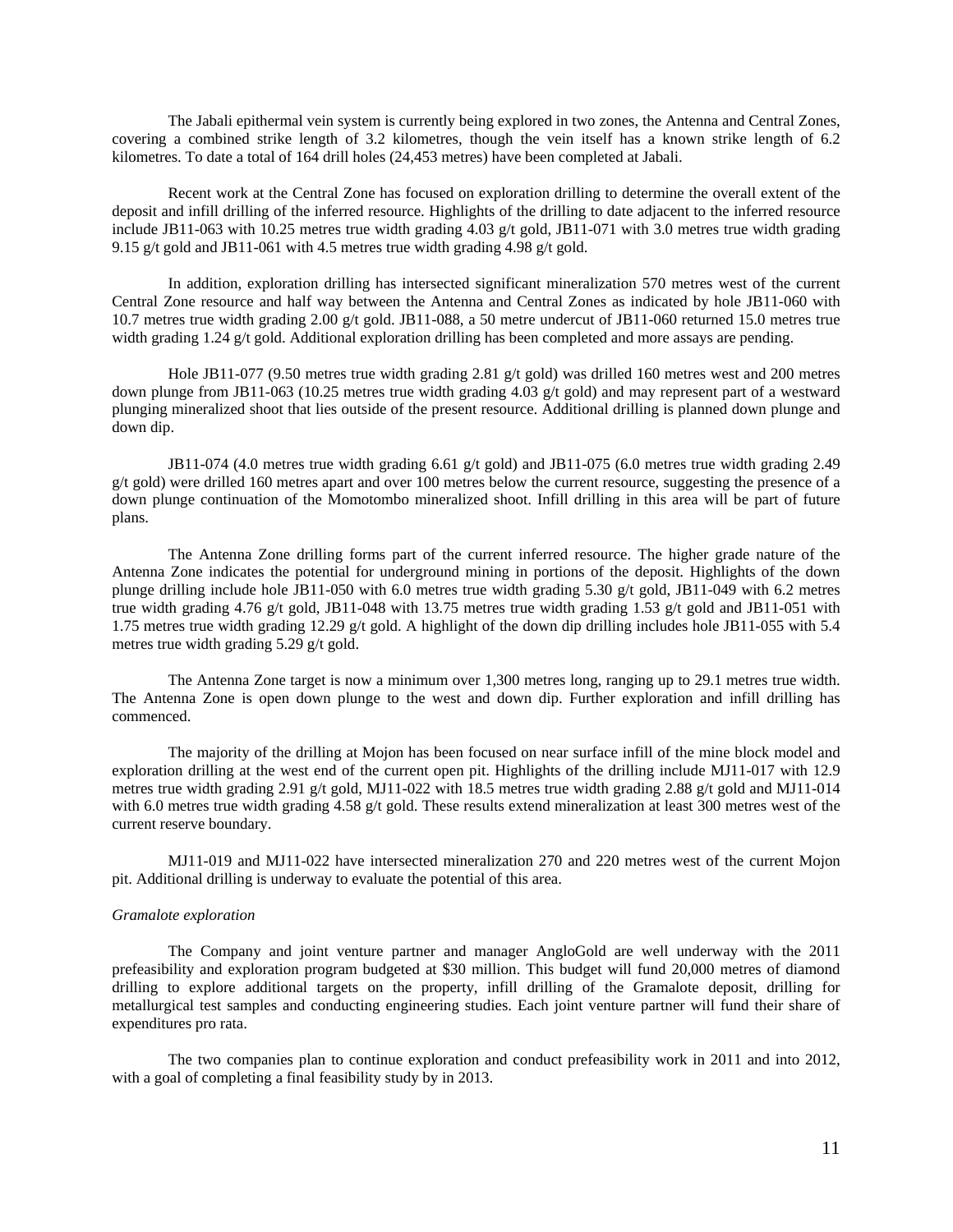The Jabali epithermal vein system is currently being explored in two zones, the Antenna and Central Zones, covering a combined strike length of 3.2 kilometres, though the vein itself has a known strike length of 6.2 kilometres. To date a total of 164 drill holes (24,453 metres) have been completed at Jabali.

Recent work at the Central Zone has focused on exploration drilling to determine the overall extent of the deposit and infill drilling of the inferred resource. Highlights of the drilling to date adjacent to the inferred resource include JB11-063 with 10.25 metres true width grading 4.03 g/t gold, JB11-071 with 3.0 metres true width grading 9.15 g/t gold and JB11-061 with 4.5 metres true width grading 4.98 g/t gold.

In addition, exploration drilling has intersected significant mineralization 570 metres west of the current Central Zone resource and half way between the Antenna and Central Zones as indicated by hole JB11-060 with 10.7 metres true width grading 2.00 g/t gold. JB11-088, a 50 metre undercut of JB11-060 returned 15.0 metres true width grading 1.24 g/t gold. Additional exploration drilling has been completed and more assays are pending.

Hole JB11-077 (9.50 metres true width grading 2.81 g/t gold) was drilled 160 metres west and 200 metres down plunge from JB11-063 (10.25 metres true width grading 4.03 g/t gold) and may represent part of a westward plunging mineralized shoot that lies outside of the present resource. Additional drilling is planned down plunge and down dip.

JB11-074 (4.0 metres true width grading 6.61 g/t gold) and JB11-075 (6.0 metres true width grading 2.49 g/t gold) were drilled 160 metres apart and over 100 metres below the current resource, suggesting the presence of a down plunge continuation of the Momotombo mineralized shoot. Infill drilling in this area will be part of future plans.

The Antenna Zone drilling forms part of the current inferred resource. The higher grade nature of the Antenna Zone indicates the potential for underground mining in portions of the deposit. Highlights of the down plunge drilling include hole JB11-050 with 6.0 metres true width grading 5.30 g/t gold, JB11-049 with 6.2 metres true width grading 4.76 g/t gold, JB11-048 with 13.75 metres true width grading 1.53 g/t gold and JB11-051 with 1.75 metres true width grading 12.29 g/t gold. A highlight of the down dip drilling includes hole JB11-055 with 5.4 metres true width grading 5.29 g/t gold.

The Antenna Zone target is now a minimum over 1,300 metres long, ranging up to 29.1 metres true width. The Antenna Zone is open down plunge to the west and down dip. Further exploration and infill drilling has commenced.

The majority of the drilling at Mojon has been focused on near surface infill of the mine block model and exploration drilling at the west end of the current open pit. Highlights of the drilling include MJ11-017 with 12.9 metres true width grading 2.91 g/t gold, MJ11-022 with 18.5 metres true width grading 2.88 g/t gold and MJ11-014 with 6.0 metres true width grading 4.58 g/t gold. These results extend mineralization at least 300 metres west of the current reserve boundary.

MJ11-019 and MJ11-022 have intersected mineralization 270 and 220 metres west of the current Mojon pit. Additional drilling is underway to evaluate the potential of this area.

*Gramalote exploration*

The Company and joint venture partner and manager AngloGold are well underway with the 2011 prefeasibility and exploration program budgeted at $30 million. This budget will fund 20,000 metres of diamond drilling to explore additional targets on the property, infill drilling of the Gramalote deposit, drilling for metallurgical test samples and conducting engineering studies. Each joint venture partner will fund their share of expenditures pro rata.

The two companies plan to continue exploration and conduct prefeasibility work in 2011 and into 2012, with a goal of completing a final feasibility study by in 2013.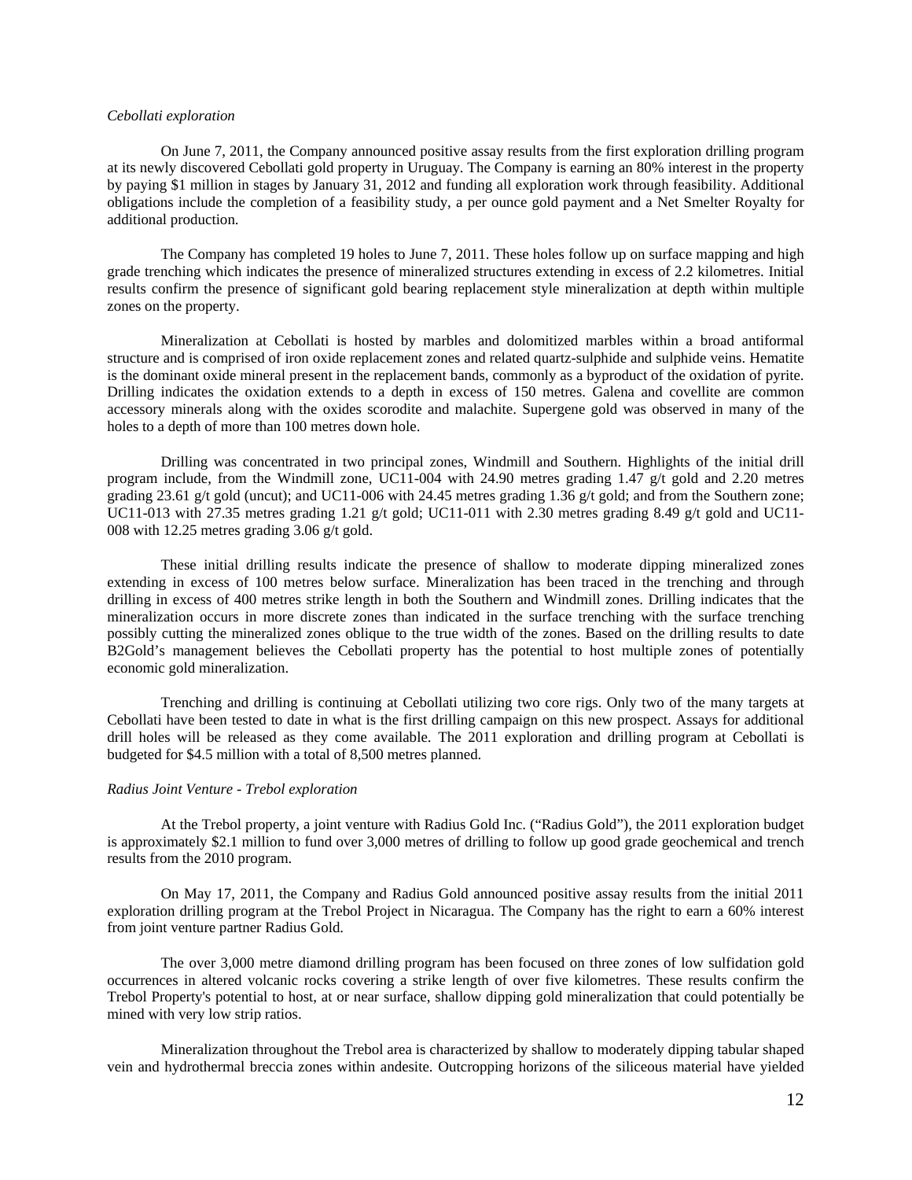*Cebollati exploration*

On June 7, 2011, the Company announced positive assay results from the first exploration drilling program at its newly discovered Cebollati gold property in Uruguay. The Company is earning an 80% interest in the property by paying $1 million in stages by January 31, 2012 and funding all exploration work through feasibility. Additional obligations include the completion of a feasibility study, a per ounce gold payment and a Net Smelter Royalty for additional production.

The Company has completed 19 holes to June 7, 2011. These holes follow up on surface mapping and high grade trenching which indicates the presence of mineralized structures extending in excess of 2.2 kilometres. Initial results confirm the presence of significant gold bearing replacement style mineralization at depth within multiple zones on the property.

Mineralization at Cebollati is hosted by marbles and dolomitized marbles within a broad antiformal structure and is comprised of iron oxide replacement zones and related quartz-sulphide and sulphide veins. Hematite is the dominant oxide mineral present in the replacement bands, commonly as a byproduct of the oxidation of pyrite. Drilling indicates the oxidation extends to a depth in excess of 150 metres. Galena and covellite are common accessory minerals along with the oxides scorodite and malachite. Supergene gold was observed in many of the holes to a depth of more than 100 metres down hole.

Drilling was concentrated in two principal zones, Windmill and Southern. Highlights of the initial drill program include, from the Windmill zone, UC11-004 with 24.90 metres grading 1.47 g/t gold and 2.20 metres grading 23.61 g/t gold (uncut); and UC11-006 with 24.45 metres grading 1.36 g/t gold; and from the Southern zone; UC11-013 with 27.35 metres grading 1.21 g/t gold; UC11-011 with 2.30 metres grading 8.49 g/t gold and UC11-008 with 12.25 metres grading 3.06 g/t gold.

These initial drilling results indicate the presence of shallow to moderate dipping mineralized zones extending in excess of 100 metres below surface. Mineralization has been traced in the trenching and through drilling in excess of 400 metres strike length in both the Southern and Windmill zones. Drilling indicates that the mineralization occurs in more discrete zones than indicated in the surface trenching with the surface trenching possibly cutting the mineralized zones oblique to the true width of the zones. Based on the drilling results to date B2Gold's management believes the Cebollati property has the potential to host multiple zones of potentially economic gold mineralization.

Trenching and drilling is continuing at Cebollati utilizing two core rigs. Only two of the many targets at Cebollati have been tested to date in what is the first drilling campaign on this new prospect. Assays for additional drill holes will be released as they come available. The 2011 exploration and drilling program at Cebollati is budgeted for $4.5 million with a total of 8,500 metres planned.

*Radius Joint Venture - Trebol exploration*

At the Trebol property, a joint venture with Radius Gold Inc. ("Radius Gold"), the 2011 exploration budget is approximately $2.1 million to fund over 3,000 metres of drilling to follow up good grade geochemical and trench results from the 2010 program.

On May 17, 2011, the Company and Radius Gold announced positive assay results from the initial 2011 exploration drilling program at the Trebol Project in Nicaragua. The Company has the right to earn a 60% interest from joint venture partner Radius Gold.

The over 3,000 metre diamond drilling program has been focused on three zones of low sulfidation gold occurrences in altered volcanic rocks covering a strike length of over five kilometres. These results confirm the Trebol Property's potential to host, at or near surface, shallow dipping gold mineralization that could potentially be mined with very low strip ratios.

Mineralization throughout the Trebol area is characterized by shallow to moderately dipping tabular shaped vein and hydrothermal breccia zones within andesite. Outcropping horizons of the siliceous material have yielded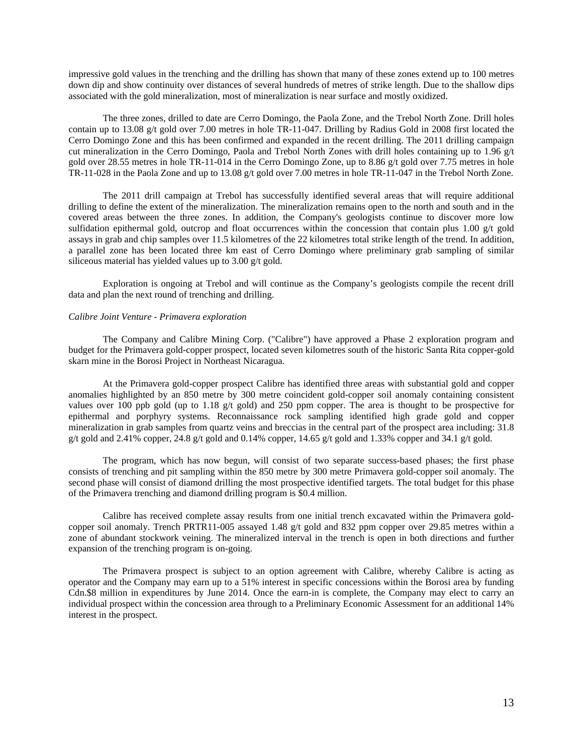impressive gold values in the trenching and the drilling has shown that many of these zones extend up to 100 metres down dip and show continuity over distances of several hundreds of metres of strike length. Due to the shallow dips associated with the gold mineralization, most of mineralization is near surface and mostly oxidized.

The three zones, drilled to date are Cerro Domingo, the Paola Zone, and the Trebol North Zone. Drill holes contain up to 13.08 g/t gold over 7.00 metres in hole TR-11-047. Drilling by Radius Gold in 2008 first located the Cerro Domingo Zone and this has been confirmed and expanded in the recent drilling. The 2011 drilling campaign cut mineralization in the Cerro Domingo, Paola and Trebol North Zones with drill holes containing up to 1.96 g/t gold over 28.55 metres in hole TR-11-014 in the Cerro Domingo Zone, up to 8.86 g/t gold over 7.75 metres in hole TR-11-028 in the Paola Zone and up to 13.08 g/t gold over 7.00 metres in hole TR-11-047 in the Trebol North Zone.

The 2011 drill campaign at Trebol has successfully identified several areas that will require additional drilling to define the extent of the mineralization. The mineralization remains open to the north and south and in the covered areas between the three zones. In addition, the Company's geologists continue to discover more low sulfidation epithermal gold, outcrop and float occurrences within the concession that contain plus 1.00 g/t gold assays in grab and chip samples over 11.5 kilometres of the 22 kilometres total strike length of the trend. In addition, a parallel zone has been located three km east of Cerro Domingo where preliminary grab sampling of similar siliceous material has yielded values up to 3.00 g/t gold.

Exploration is ongoing at Trebol and will continue as the Company's geologists compile the recent drill data and plan the next round of trenching and drilling.

*Calibre Joint Venture - Primavera exploration*

The Company and Calibre Mining Corp. ("Calibre") have approved a Phase 2 exploration program and budget for the Primavera gold-copper prospect, located seven kilometres south of the historic Santa Rita copper-gold skarn mine in the Borosi Project in Northeast Nicaragua.

At the Primavera gold-copper prospect Calibre has identified three areas with substantial gold and copper anomalies highlighted by an 850 metre by 300 metre coincident gold-copper soil anomaly containing consistent values over 100 ppb gold (up to 1.18 g/t gold) and 250 ppm copper. The area is thought to be prospective for epithermal and porphyry systems. Reconnaissance rock sampling identified high grade gold and copper mineralization in grab samples from quartz veins and breccias in the central part of the prospect area including: 31.8 g/t gold and 2.41% copper, 24.8 g/t gold and 0.14% copper, 14.65 g/t gold and 1.33% copper and 34.1 g/t gold.

The program, which has now begun, will consist of two separate success-based phases; the first phase consists of trenching and pit sampling within the 850 metre by 300 metre Primavera gold-copper soil anomaly. The second phase will consist of diamond drilling the most prospective identified targets. The total budget for this phase of the Primavera trenching and diamond drilling program is $0.4 million.

Calibre has received complete assay results from one initial trench excavated within the Primavera gold-copper soil anomaly. Trench PRTR11-005 assayed 1.48 g/t gold and 832 ppm copper over 29.85 metres within a zone of abundant stockwork veining. The mineralized interval in the trench is open in both directions and further expansion of the trenching program is on-going.

The Primavera prospect is subject to an option agreement with Calibre, whereby Calibre is acting as operator and the Company may earn up to a 51% interest in specific concessions within the Borosi area by funding Cdn.$8 million in expenditures by June 2014. Once the earn-in is complete, the Company may elect to carry an individual prospect within the concession area through to a Preliminary Economic Assessment for an additional 14% interest in the prospect.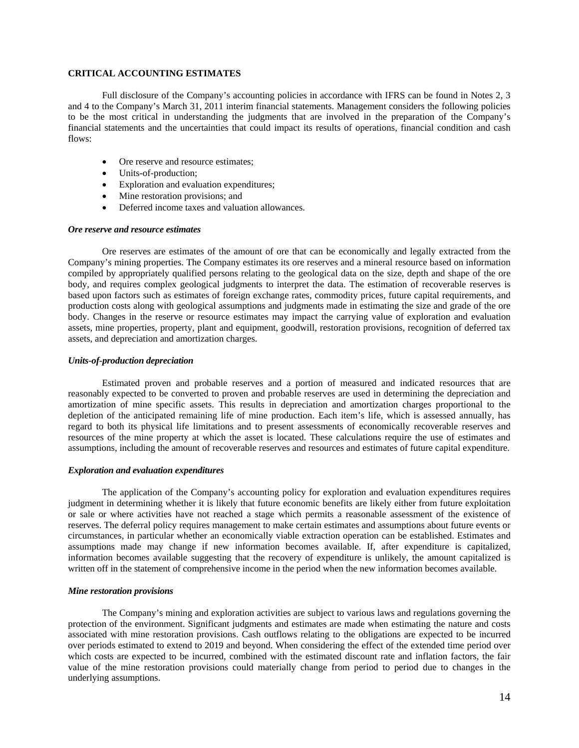## CRITICAL ACCOUNTING ESTIMATES

Full disclosure of the Company's accounting policies in accordance with IFRS can be found in Notes 2, 3 and 4 to the Company's March 31, 2011 interim financial statements. Management considers the following policies to be the most critical in understanding the judgments that are involved in the preparation of the Company's financial statements and the uncertainties that could impact its results of operations, financial condition and cash flows:

- Ore reserve and resource estimates;
- Units-of-production;
- Exploration and evaluation expenditures;
- Mine restoration provisions; and
- Deferred income taxes and valuation allowances.

### *Ore reserve and resource estimates*

Ore reserves are estimates of the amount of ore that can be economically and legally extracted from the Company's mining properties. The Company estimates its ore reserves and a mineral resource based on information compiled by appropriately qualified persons relating to the geological data on the size, depth and shape of the ore body, and requires complex geological judgments to interpret the data. The estimation of recoverable reserves is based upon factors such as estimates of foreign exchange rates, commodity prices, future capital requirements, and production costs along with geological assumptions and judgments made in estimating the size and grade of the ore body. Changes in the reserve or resource estimates may impact the carrying value of exploration and evaluation assets, mine properties, property, plant and equipment, goodwill, restoration provisions, recognition of deferred tax assets, and depreciation and amortization charges.

### *Units-of-production depreciation*

Estimated proven and probable reserves and a portion of measured and indicated resources that are reasonably expected to be converted to proven and probable reserves are used in determining the depreciation and amortization of mine specific assets. This results in depreciation and amortization charges proportional to the depletion of the anticipated remaining life of mine production. Each item's life, which is assessed annually, has regard to both its physical life limitations and to present assessments of economically recoverable reserves and resources of the mine property at which the asset is located. These calculations require the use of estimates and assumptions, including the amount of recoverable reserves and resources and estimates of future capital expenditure.

### *Exploration and evaluation expenditures*

The application of the Company's accounting policy for exploration and evaluation expenditures requires judgment in determining whether it is likely that future economic benefits are likely either from future exploitation or sale or where activities have not reached a stage which permits a reasonable assessment of the existence of reserves. The deferral policy requires management to make certain estimates and assumptions about future events or circumstances, in particular whether an economically viable extraction operation can be established. Estimates and assumptions made may change if new information becomes available. If, after expenditure is capitalized, information becomes available suggesting that the recovery of expenditure is unlikely, the amount capitalized is written off in the statement of comprehensive income in the period when the new information becomes available.

### *Mine restoration provisions*

The Company's mining and exploration activities are subject to various laws and regulations governing the protection of the environment. Significant judgments and estimates are made when estimating the nature and costs associated with mine restoration provisions. Cash outflows relating to the obligations are expected to be incurred over periods estimated to extend to 2019 and beyond. When considering the effect of the extended time period over which costs are expected to be incurred, combined with the estimated discount rate and inflation factors, the fair value of the mine restoration provisions could materially change from period to period due to changes in the underlying assumptions.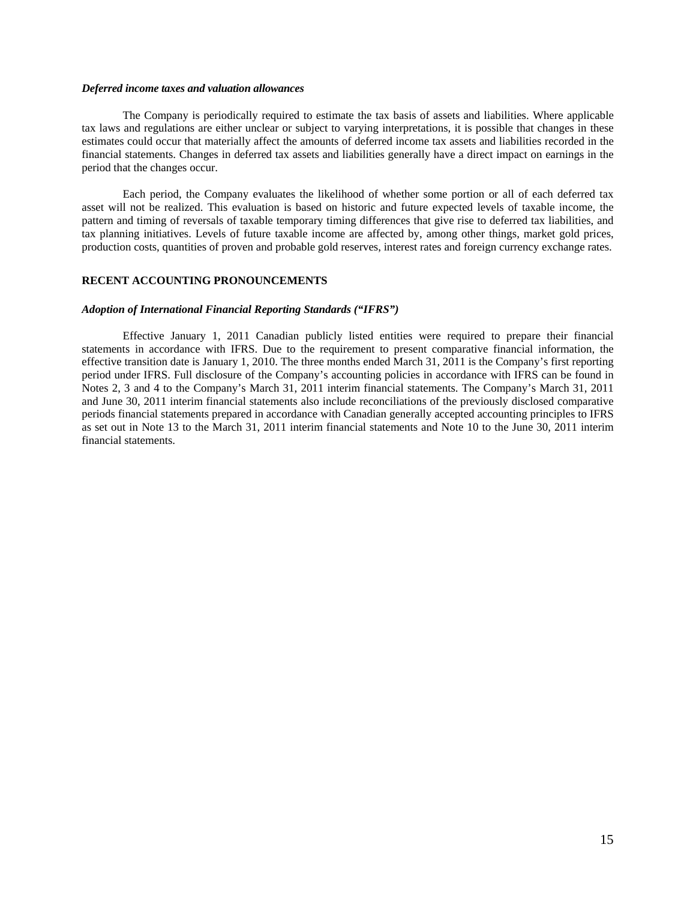***Deferred income taxes and valuation allowances***

The Company is periodically required to estimate the tax basis of assets and liabilities. Where applicable tax laws and regulations are either unclear or subject to varying interpretations, it is possible that changes in these estimates could occur that materially affect the amounts of deferred income tax assets and liabilities recorded in the financial statements. Changes in deferred tax assets and liabilities generally have a direct impact on earnings in the period that the changes occur.

Each period, the Company evaluates the likelihood of whether some portion or all of each deferred tax asset will not be realized. This evaluation is based on historic and future expected levels of taxable income, the pattern and timing of reversals of taxable temporary timing differences that give rise to deferred tax liabilities, and tax planning initiatives. Levels of future taxable income are affected by, among other things, market gold prices, production costs, quantities of proven and probable gold reserves, interest rates and foreign currency exchange rates.

**RECENT ACCOUNTING PRONOUNCEMENTS**

***Adoption of International Financial Reporting Standards ("IFRS")***

Effective January 1, 2011 Canadian publicly listed entities were required to prepare their financial statements in accordance with IFRS. Due to the requirement to present comparative financial information, the effective transition date is January 1, 2010. The three months ended March 31, 2011 is the Company's first reporting period under IFRS. Full disclosure of the Company's accounting policies in accordance with IFRS can be found in Notes 2, 3 and 4 to the Company's March 31, 2011 interim financial statements. The Company's March 31, 2011 and June 30, 2011 interim financial statements also include reconciliations of the previously disclosed comparative periods financial statements prepared in accordance with Canadian generally accepted accounting principles to IFRS as set out in Note 13 to the March 31, 2011 interim financial statements and Note 10 to the June 30, 2011 interim financial statements.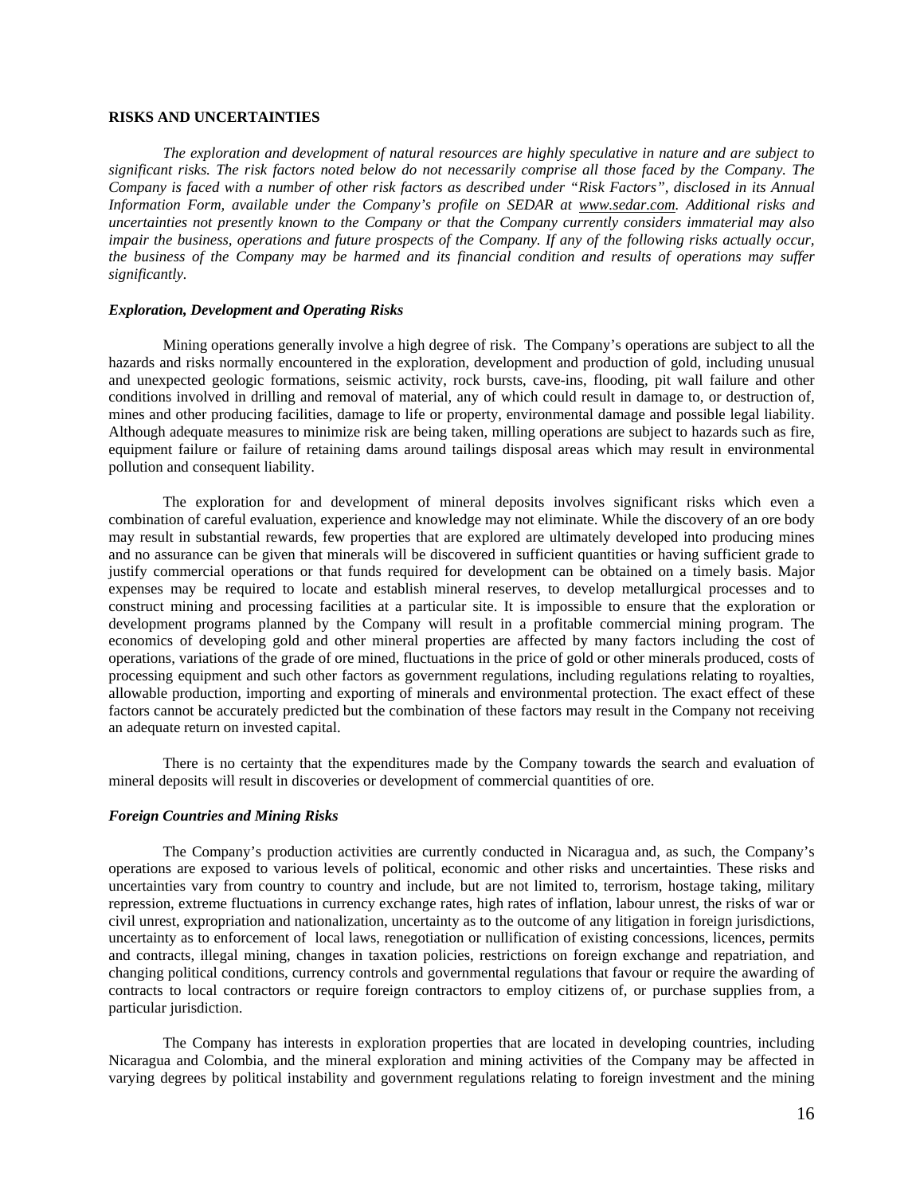## RISKS AND UNCERTAINTIES

*The exploration and development of natural resources are highly speculative in nature and are subject to significant risks. The risk factors noted below do not necessarily comprise all those faced by the Company. The Company is faced with a number of other risk factors as described under "Risk Factors", disclosed in its Annual Information Form, available under the Company's profile on SEDAR at www.sedar.com. Additional risks and uncertainties not presently known to the Company or that the Company currently considers immaterial may also impair the business, operations and future prospects of the Company. If any of the following risks actually occur, the business of the Company may be harmed and its financial condition and results of operations may suffer significantly.*

### *Exploration, Development and Operating Risks*

Mining operations generally involve a high degree of risk. The Company's operations are subject to all the hazards and risks normally encountered in the exploration, development and production of gold, including unusual and unexpected geologic formations, seismic activity, rock bursts, cave-ins, flooding, pit wall failure and other conditions involved in drilling and removal of material, any of which could result in damage to, or destruction of, mines and other producing facilities, damage to life or property, environmental damage and possible legal liability. Although adequate measures to minimize risk are being taken, milling operations are subject to hazards such as fire, equipment failure or failure of retaining dams around tailings disposal areas which may result in environmental pollution and consequent liability.

The exploration for and development of mineral deposits involves significant risks which even a combination of careful evaluation, experience and knowledge may not eliminate. While the discovery of an ore body may result in substantial rewards, few properties that are explored are ultimately developed into producing mines and no assurance can be given that minerals will be discovered in sufficient quantities or having sufficient grade to justify commercial operations or that funds required for development can be obtained on a timely basis. Major expenses may be required to locate and establish mineral reserves, to develop metallurgical processes and to construct mining and processing facilities at a particular site. It is impossible to ensure that the exploration or development programs planned by the Company will result in a profitable commercial mining program. The economics of developing gold and other mineral properties are affected by many factors including the cost of operations, variations of the grade of ore mined, fluctuations in the price of gold or other minerals produced, costs of processing equipment and such other factors as government regulations, including regulations relating to royalties, allowable production, importing and exporting of minerals and environmental protection. The exact effect of these factors cannot be accurately predicted but the combination of these factors may result in the Company not receiving an adequate return on invested capital.

There is no certainty that the expenditures made by the Company towards the search and evaluation of mineral deposits will result in discoveries or development of commercial quantities of ore.

### *Foreign Countries and Mining Risks*

The Company's production activities are currently conducted in Nicaragua and, as such, the Company's operations are exposed to various levels of political, economic and other risks and uncertainties. These risks and uncertainties vary from country to country and include, but are not limited to, terrorism, hostage taking, military repression, extreme fluctuations in currency exchange rates, high rates of inflation, labour unrest, the risks of war or civil unrest, expropriation and nationalization, uncertainty as to the outcome of any litigation in foreign jurisdictions, uncertainty as to enforcement of local laws, renegotiation or nullification of existing concessions, licences, permits and contracts, illegal mining, changes in taxation policies, restrictions on foreign exchange and repatriation, and changing political conditions, currency controls and governmental regulations that favour or require the awarding of contracts to local contractors or require foreign contractors to employ citizens of, or purchase supplies from, a particular jurisdiction.

The Company has interests in exploration properties that are located in developing countries, including Nicaragua and Colombia, and the mineral exploration and mining activities of the Company may be affected in varying degrees by political instability and government regulations relating to foreign investment and the mining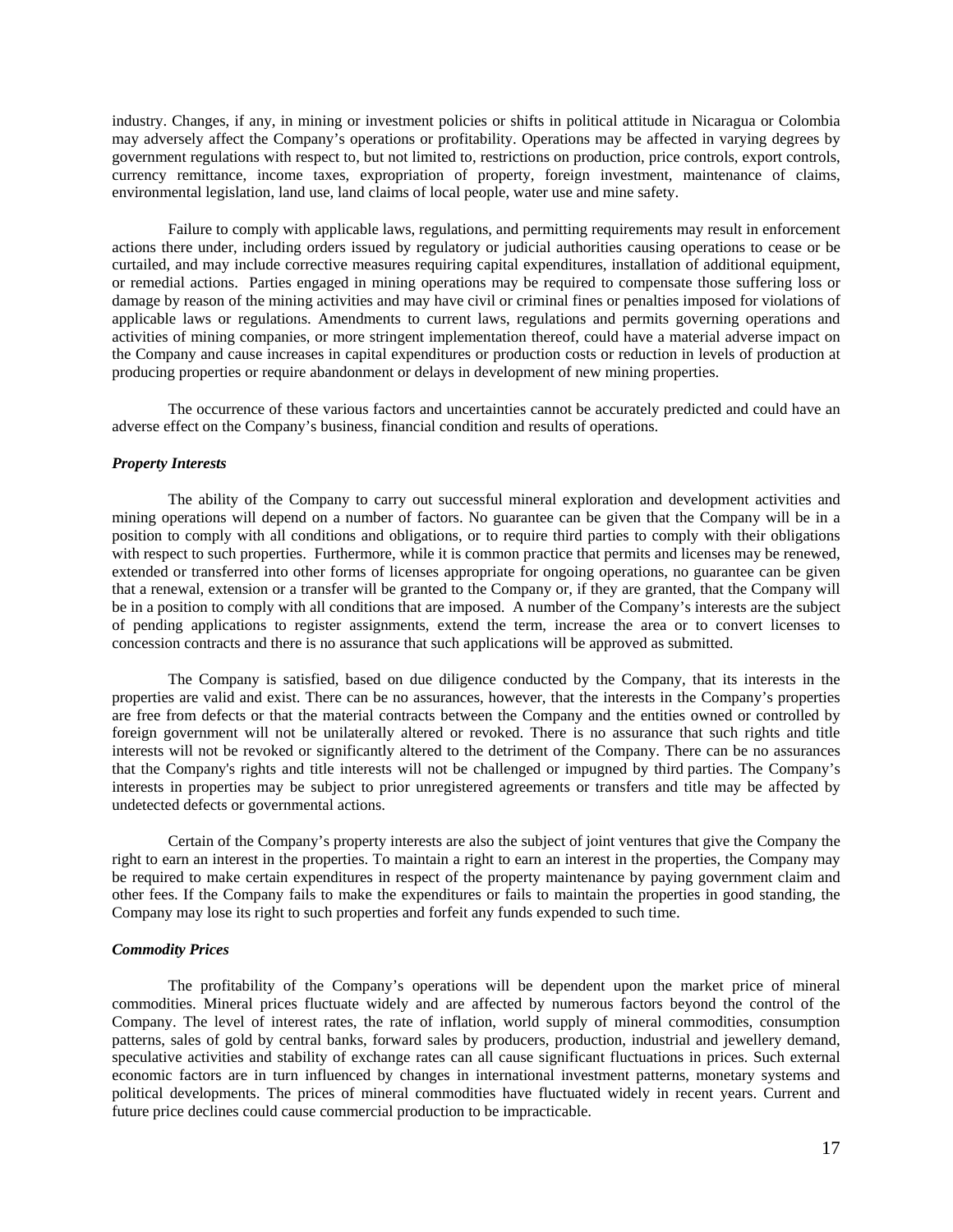industry. Changes, if any, in mining or investment policies or shifts in political attitude in Nicaragua or Colombia may adversely affect the Company's operations or profitability. Operations may be affected in varying degrees by government regulations with respect to, but not limited to, restrictions on production, price controls, export controls, currency remittance, income taxes, expropriation of property, foreign investment, maintenance of claims, environmental legislation, land use, land claims of local people, water use and mine safety.

Failure to comply with applicable laws, regulations, and permitting requirements may result in enforcement actions there under, including orders issued by regulatory or judicial authorities causing operations to cease or be curtailed, and may include corrective measures requiring capital expenditures, installation of additional equipment, or remedial actions. Parties engaged in mining operations may be required to compensate those suffering loss or damage by reason of the mining activities and may have civil or criminal fines or penalties imposed for violations of applicable laws or regulations. Amendments to current laws, regulations and permits governing operations and activities of mining companies, or more stringent implementation thereof, could have a material adverse impact on the Company and cause increases in capital expenditures or production costs or reduction in levels of production at producing properties or require abandonment or delays in development of new mining properties.

The occurrence of these various factors and uncertainties cannot be accurately predicted and could have an adverse effect on the Company's business, financial condition and results of operations.

***Property Interests***

The ability of the Company to carry out successful mineral exploration and development activities and mining operations will depend on a number of factors. No guarantee can be given that the Company will be in a position to comply with all conditions and obligations, or to require third parties to comply with their obligations with respect to such properties. Furthermore, while it is common practice that permits and licenses may be renewed, extended or transferred into other forms of licenses appropriate for ongoing operations, no guarantee can be given that a renewal, extension or a transfer will be granted to the Company or, if they are granted, that the Company will be in a position to comply with all conditions that are imposed. A number of the Company's interests are the subject of pending applications to register assignments, extend the term, increase the area or to convert licenses to concession contracts and there is no assurance that such applications will be approved as submitted.

The Company is satisfied, based on due diligence conducted by the Company, that its interests in the properties are valid and exist. There can be no assurances, however, that the interests in the Company's properties are free from defects or that the material contracts between the Company and the entities owned or controlled by foreign government will not be unilaterally altered or revoked. There is no assurance that such rights and title interests will not be revoked or significantly altered to the detriment of the Company. There can be no assurances that the Company's rights and title interests will not be challenged or impugned by third parties. The Company's interests in properties may be subject to prior unregistered agreements or transfers and title may be affected by undetected defects or governmental actions.

Certain of the Company's property interests are also the subject of joint ventures that give the Company the right to earn an interest in the properties. To maintain a right to earn an interest in the properties, the Company may be required to make certain expenditures in respect of the property maintenance by paying government claim and other fees. If the Company fails to make the expenditures or fails to maintain the properties in good standing, the Company may lose its right to such properties and forfeit any funds expended to such time.

***Commodity Prices***

The profitability of the Company's operations will be dependent upon the market price of mineral commodities. Mineral prices fluctuate widely and are affected by numerous factors beyond the control of the Company. The level of interest rates, the rate of inflation, world supply of mineral commodities, consumption patterns, sales of gold by central banks, forward sales by producers, production, industrial and jewellery demand, speculative activities and stability of exchange rates can all cause significant fluctuations in prices. Such external economic factors are in turn influenced by changes in international investment patterns, monetary systems and political developments. The prices of mineral commodities have fluctuated widely in recent years. Current and future price declines could cause commercial production to be impracticable.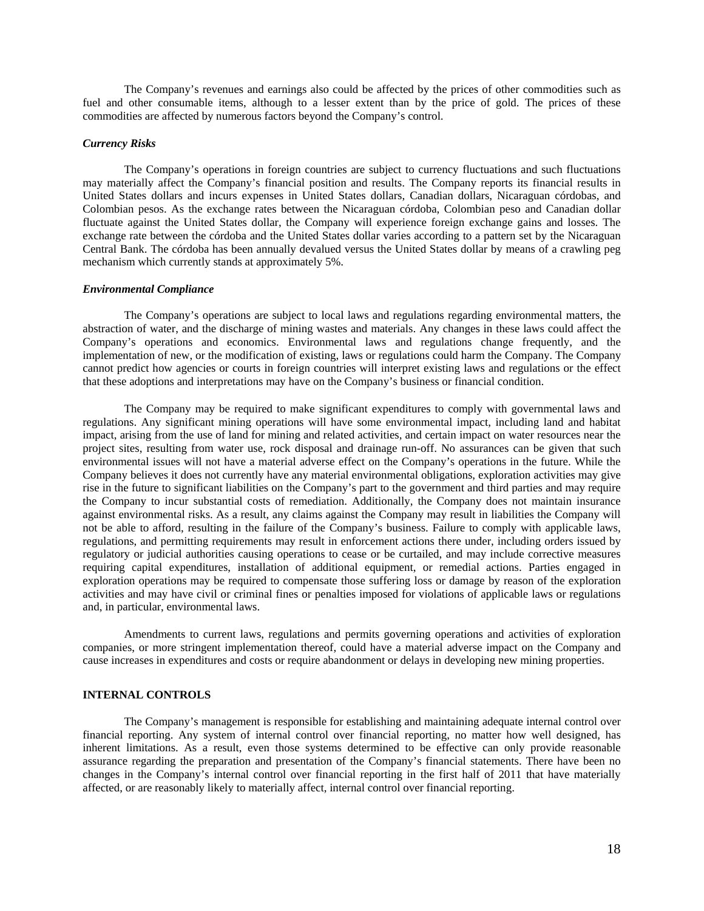The Company's revenues and earnings also could be affected by the prices of other commodities such as fuel and other consumable items, although to a lesser extent than by the price of gold. The prices of these commodities are affected by numerous factors beyond the Company's control.

***Currency Risks***

The Company's operations in foreign countries are subject to currency fluctuations and such fluctuations may materially affect the Company's financial position and results. The Company reports its financial results in United States dollars and incurs expenses in United States dollars, Canadian dollars, Nicaraguan córdobas, and Colombian pesos. As the exchange rates between the Nicaraguan córdoba, Colombian peso and Canadian dollar fluctuate against the United States dollar, the Company will experience foreign exchange gains and losses. The exchange rate between the córdoba and the United States dollar varies according to a pattern set by the Nicaraguan Central Bank. The córdoba has been annually devalued versus the United States dollar by means of a crawling peg mechanism which currently stands at approximately 5%.

***Environmental Compliance***

The Company's operations are subject to local laws and regulations regarding environmental matters, the abstraction of water, and the discharge of mining wastes and materials. Any changes in these laws could affect the Company's operations and economics. Environmental laws and regulations change frequently, and the implementation of new, or the modification of existing, laws or regulations could harm the Company. The Company cannot predict how agencies or courts in foreign countries will interpret existing laws and regulations or the effect that these adoptions and interpretations may have on the Company's business or financial condition.

The Company may be required to make significant expenditures to comply with governmental laws and regulations. Any significant mining operations will have some environmental impact, including land and habitat impact, arising from the use of land for mining and related activities, and certain impact on water resources near the project sites, resulting from water use, rock disposal and drainage run-off. No assurances can be given that such environmental issues will not have a material adverse effect on the Company's operations in the future. While the Company believes it does not currently have any material environmental obligations, exploration activities may give rise in the future to significant liabilities on the Company's part to the government and third parties and may require the Company to incur substantial costs of remediation. Additionally, the Company does not maintain insurance against environmental risks. As a result, any claims against the Company may result in liabilities the Company will not be able to afford, resulting in the failure of the Company's business. Failure to comply with applicable laws, regulations, and permitting requirements may result in enforcement actions there under, including orders issued by regulatory or judicial authorities causing operations to cease or be curtailed, and may include corrective measures requiring capital expenditures, installation of additional equipment, or remedial actions. Parties engaged in exploration operations may be required to compensate those suffering loss or damage by reason of the exploration activities and may have civil or criminal fines or penalties imposed for violations of applicable laws or regulations and, in particular, environmental laws.

Amendments to current laws, regulations and permits governing operations and activities of exploration companies, or more stringent implementation thereof, could have a material adverse impact on the Company and cause increases in expenditures and costs or require abandonment or delays in developing new mining properties.

## INTERNAL CONTROLS

The Company's management is responsible for establishing and maintaining adequate internal control over financial reporting. Any system of internal control over financial reporting, no matter how well designed, has inherent limitations. As a result, even those systems determined to be effective can only provide reasonable assurance regarding the preparation and presentation of the Company's financial statements. There have been no changes in the Company's internal control over financial reporting in the first half of 2011 that have materially affected, or are reasonably likely to materially affect, internal control over financial reporting.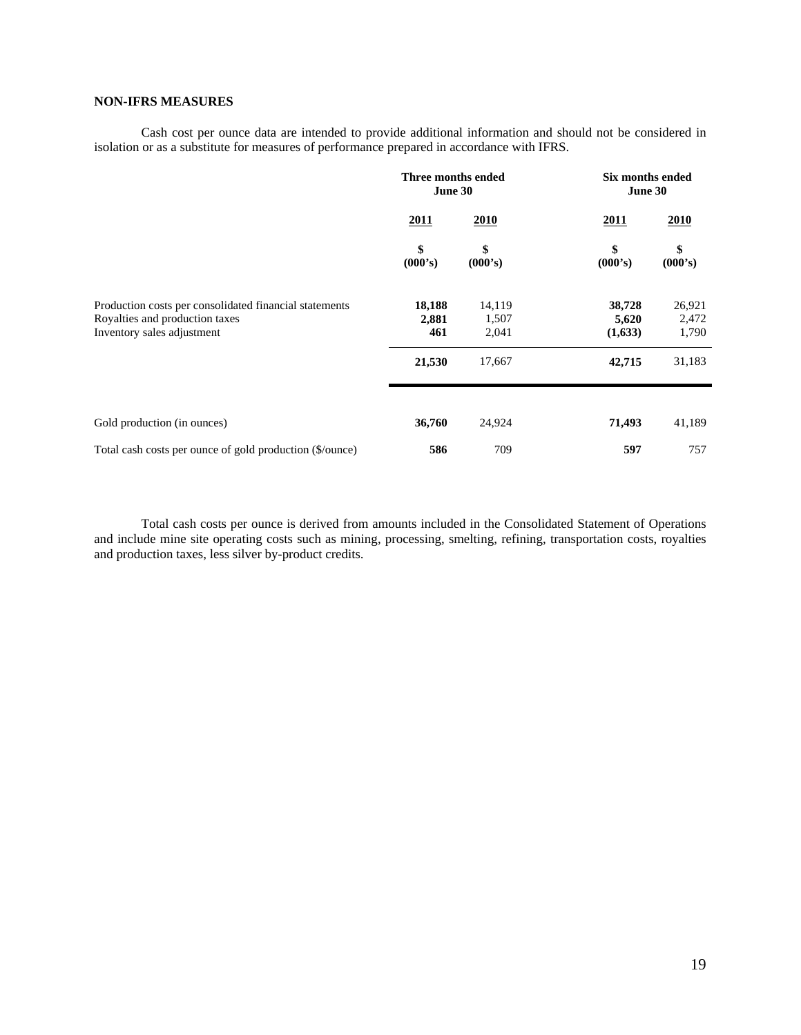## NON-IFRS MEASURES

Cash cost per ounce data are intended to provide additional information and should not be considered in isolation or as a substitute for measures of performance prepared in accordance with IFRS.

| | Three months ended June 30 | | Six months ended June 30 | |
|---|---|---|---|---|
| | **2011** | **2010** | **2011** | **2010** |
| | **$ (000's)** | **$ (000's)** | **$ (000's)** | **$ (000's)** |
| Production costs per consolidated financial statements | **18,188** | 14,119 | **38,728** | 26,921 |
| Royalties and production taxes | **2,881** | 1,507 | **5,620** | 2,472 |
| Inventory sales adjustment | **461** | 2,041 | **(1,633)** | 1,790 |
| | **21,530** | 17,667 | **42,715** | 31,183 |
| Gold production (in ounces) | **36,760** | 24,924 | **71,493** | 41,189 |
| Total cash costs per ounce of gold production ($/ounce) | **586** | 709 | **597** | 757 |

Total cash costs per ounce is derived from amounts included in the Consolidated Statement of Operations and include mine site operating costs such as mining, processing, smelting, refining, transportation costs, royalties and production taxes, less silver by-product credits.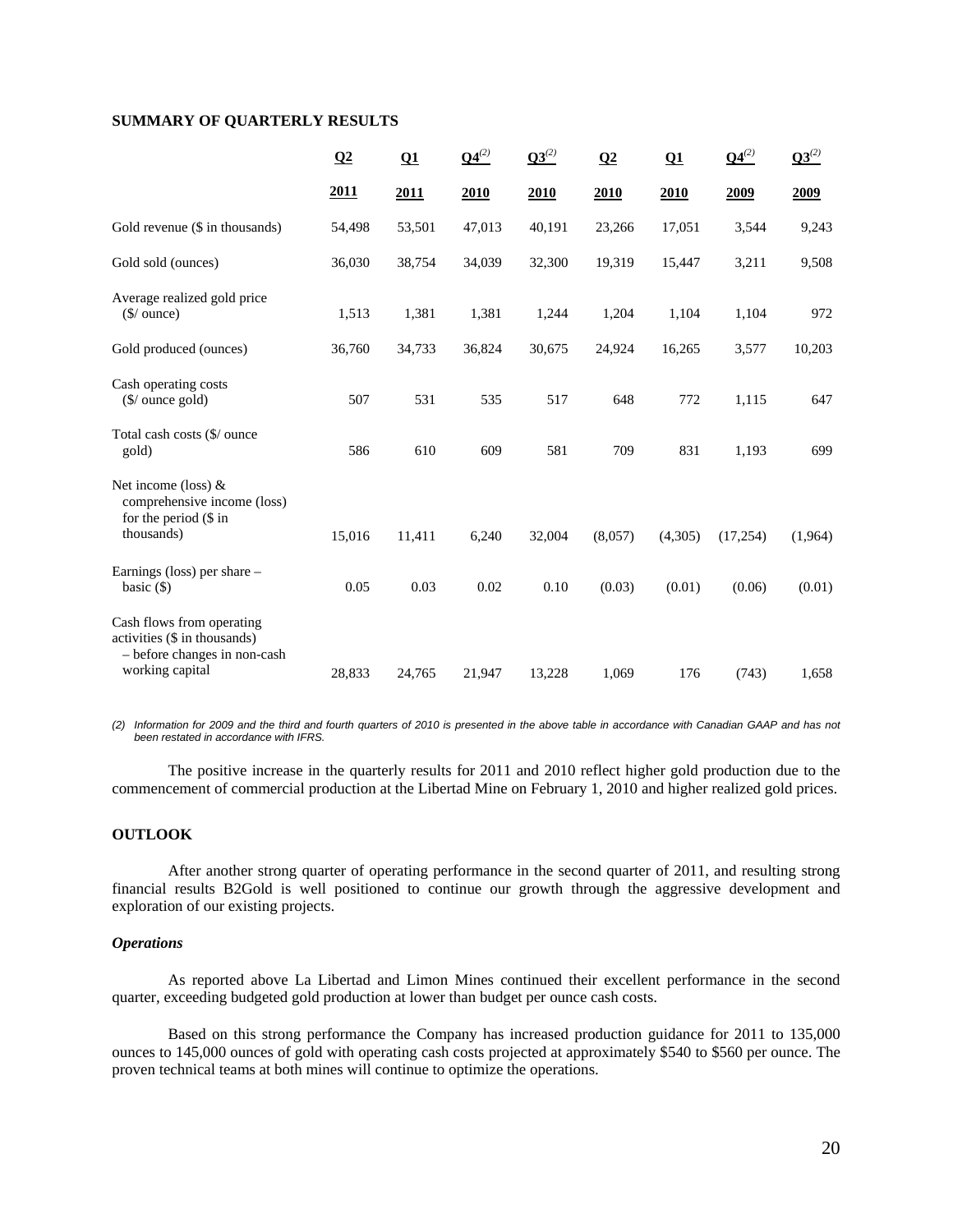**SUMMARY OF QUARTERLY RESULTS**

| | Q2 2011 | Q1 2011 | Q4[(2)] 2010 | Q3[(2)] 2010 | Q2 2010 | Q1 2010 | Q4[(2)] 2009 | Q3[(2)] 2009 |
|---|---|---|---|---|---|---|---|---|
| Gold revenue ($ in thousands) | 54,498 | 53,501 | 47,013 | 40,191 | 23,266 | 17,051 | 3,544 | 9,243 |
| Gold sold (ounces) | 36,030 | 38,754 | 34,039 | 32,300 | 19,319 | 15,447 | 3,211 | 9,508 |
| Average realized gold price ($/ ounce) | 1,513 | 1,381 | 1,381 | 1,244 | 1,204 | 1,104 | 1,104 | 972 |
| Gold produced (ounces) | 36,760 | 34,733 | 36,824 | 30,675 | 24,924 | 16,265 | 3,577 | 10,203 |
| Cash operating costs ($/ ounce gold) | 507 | 531 | 535 | 517 | 648 | 772 | 1,115 | 647 |
| Total cash costs ($/ ounce gold) | 586 | 610 | 609 | 581 | 709 | 831 | 1,193 | 699 |
| Net income (loss) & comprehensive income (loss) for the period ($ in thousands) | 15,016 | 11,411 | 6,240 | 32,004 | (8,057) | (4,305) | (17,254) | (1,964) |
| Earnings (loss) per share – basic ($) | 0.05 | 0.03 | 0.02 | 0.10 | (0.03) | (0.01) | (0.06) | (0.01) |
| Cash flows from operating activities ($ in thousands) – before changes in non-cash working capital | 28,833 | 24,765 | 21,947 | 13,228 | 1,069 | 176 | (743) | 1,658 |

*(2) Information for 2009 and the third and fourth quarters of 2010 is presented in the above table in accordance with Canadian GAAP and has not been restated in accordance with IFRS.*

The positive increase in the quarterly results for 2011 and 2010 reflect higher gold production due to the commencement of commercial production at the Libertad Mine on February 1, 2010 and higher realized gold prices.

**OUTLOOK**

After another strong quarter of operating performance in the second quarter of 2011, and resulting strong financial results B2Gold is well positioned to continue our growth through the aggressive development and exploration of our existing projects.

***Operations***

As reported above La Libertad and Limon Mines continued their excellent performance in the second quarter, exceeding budgeted gold production at lower than budget per ounce cash costs.

Based on this strong performance the Company has increased production guidance for 2011 to 135,000 ounces to 145,000 ounces of gold with operating cash costs projected at approximately $540 to $560 per ounce. The proven technical teams at both mines will continue to optimize the operations.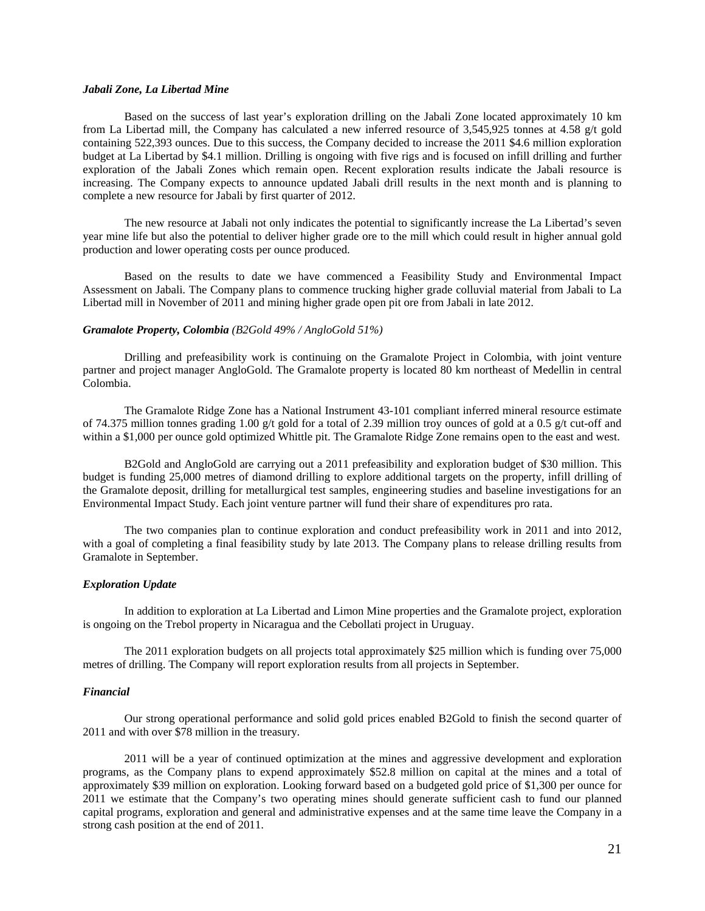### *Jabali Zone, La Libertad Mine*

Based on the success of last year's exploration drilling on the Jabali Zone located approximately 10 km from La Libertad mill, the Company has calculated a new inferred resource of 3,545,925 tonnes at 4.58 g/t gold containing 522,393 ounces. Due to this success, the Company decided to increase the 2011 $4.6 million exploration budget at La Libertad by $4.1 million. Drilling is ongoing with five rigs and is focused on infill drilling and further exploration of the Jabali Zones which remain open. Recent exploration results indicate the Jabali resource is increasing. The Company expects to announce updated Jabali drill results in the next month and is planning to complete a new resource for Jabali by first quarter of 2012.

The new resource at Jabali not only indicates the potential to significantly increase the La Libertad's seven year mine life but also the potential to deliver higher grade ore to the mill which could result in higher annual gold production and lower operating costs per ounce produced.

Based on the results to date we have commenced a Feasibility Study and Environmental Impact Assessment on Jabali. The Company plans to commence trucking higher grade colluvial material from Jabali to La Libertad mill in November of 2011 and mining higher grade open pit ore from Jabali in late 2012.

### *Gramalote Property, Colombia (B2Gold 49% / AngloGold 51%)*

Drilling and prefeasibility work is continuing on the Gramalote Project in Colombia, with joint venture partner and project manager AngloGold. The Gramalote property is located 80 km northeast of Medellin in central Colombia.

The Gramalote Ridge Zone has a National Instrument 43-101 compliant inferred mineral resource estimate of 74.375 million tonnes grading 1.00 g/t gold for a total of 2.39 million troy ounces of gold at a 0.5 g/t cut-off and within a $1,000 per ounce gold optimized Whittle pit. The Gramalote Ridge Zone remains open to the east and west.

B2Gold and AngloGold are carrying out a 2011 prefeasibility and exploration budget of $30 million. This budget is funding 25,000 metres of diamond drilling to explore additional targets on the property, infill drilling of the Gramalote deposit, drilling for metallurgical test samples, engineering studies and baseline investigations for an Environmental Impact Study. Each joint venture partner will fund their share of expenditures pro rata.

The two companies plan to continue exploration and conduct prefeasibility work in 2011 and into 2012, with a goal of completing a final feasibility study by late 2013. The Company plans to release drilling results from Gramalote in September.

### *Exploration Update*

In addition to exploration at La Libertad and Limon Mine properties and the Gramalote project, exploration is ongoing on the Trebol property in Nicaragua and the Cebollati project in Uruguay.

The 2011 exploration budgets on all projects total approximately $25 million which is funding over 75,000 metres of drilling. The Company will report exploration results from all projects in September.

### *Financial*

Our strong operational performance and solid gold prices enabled B2Gold to finish the second quarter of 2011 and with over $78 million in the treasury.

2011 will be a year of continued optimization at the mines and aggressive development and exploration programs, as the Company plans to expend approximately $52.8 million on capital at the mines and a total of approximately $39 million on exploration. Looking forward based on a budgeted gold price of $1,300 per ounce for 2011 we estimate that the Company's two operating mines should generate sufficient cash to fund our planned capital programs, exploration and general and administrative expenses and at the same time leave the Company in a strong cash position at the end of 2011.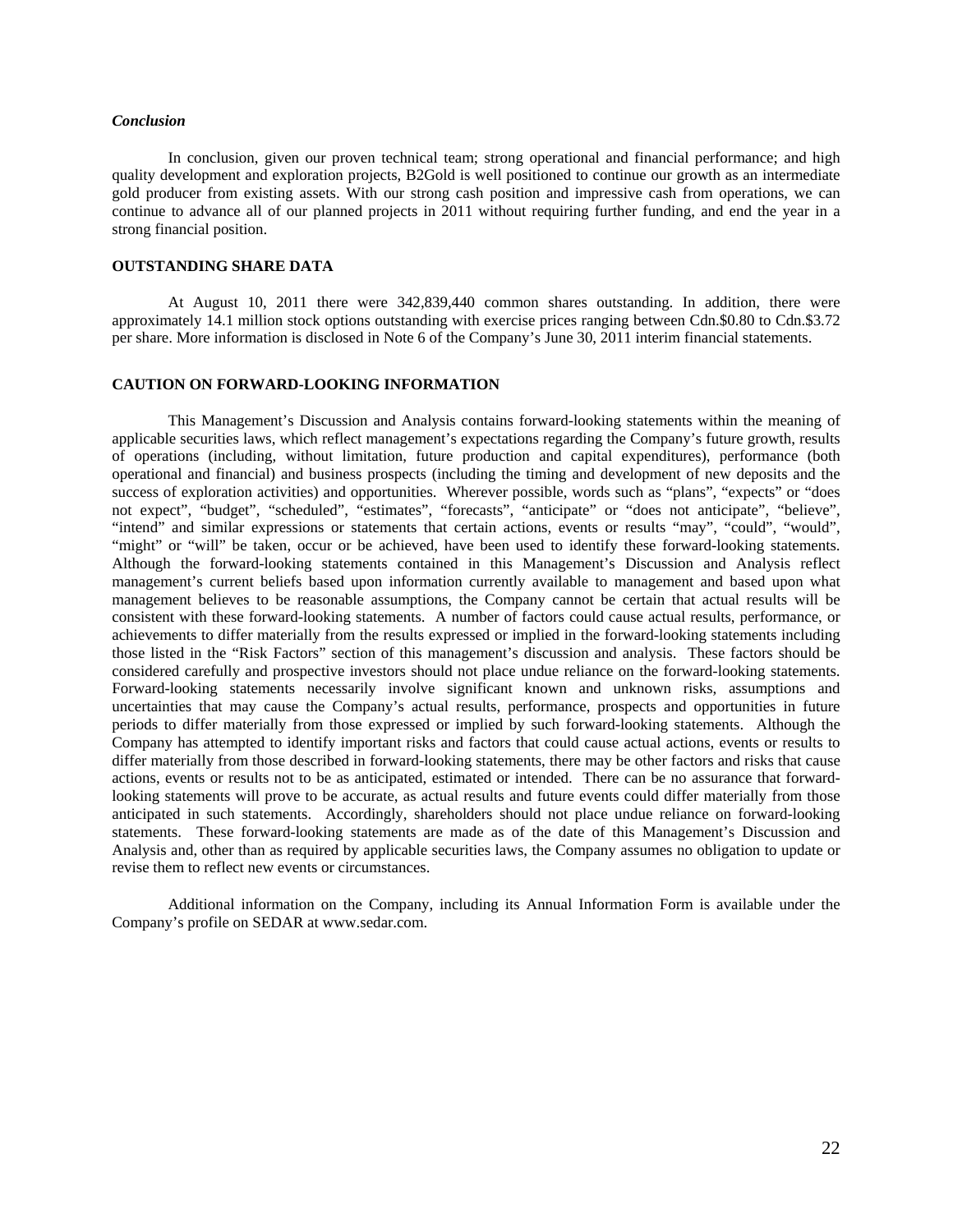### *Conclusion*

In conclusion, given our proven technical team; strong operational and financial performance; and high quality development and exploration projects, B2Gold is well positioned to continue our growth as an intermediate gold producer from existing assets. With our strong cash position and impressive cash from operations, we can continue to advance all of our planned projects in 2011 without requiring further funding, and end the year in a strong financial position.

## OUTSTANDING SHARE DATA

At August 10, 2011 there were 342,839,440 common shares outstanding. In addition, there were approximately 14.1 million stock options outstanding with exercise prices ranging between Cdn.$0.80 to Cdn.$3.72 per share. More information is disclosed in Note 6 of the Company's June 30, 2011 interim financial statements.

## CAUTION ON FORWARD-LOOKING INFORMATION

This Management's Discussion and Analysis contains forward-looking statements within the meaning of applicable securities laws, which reflect management's expectations regarding the Company's future growth, results of operations (including, without limitation, future production and capital expenditures), performance (both operational and financial) and business prospects (including the timing and development of new deposits and the success of exploration activities) and opportunities. Wherever possible, words such as "plans", "expects" or "does not expect", "budget", "scheduled", "estimates", "forecasts", "anticipate" or "does not anticipate", "believe", "intend" and similar expressions or statements that certain actions, events or results "may", "could", "would", "might" or "will" be taken, occur or be achieved, have been used to identify these forward-looking statements. Although the forward-looking statements contained in this Management's Discussion and Analysis reflect management's current beliefs based upon information currently available to management and based upon what management believes to be reasonable assumptions, the Company cannot be certain that actual results will be consistent with these forward-looking statements. A number of factors could cause actual results, performance, or achievements to differ materially from the results expressed or implied in the forward-looking statements including those listed in the "Risk Factors" section of this management's discussion and analysis. These factors should be considered carefully and prospective investors should not place undue reliance on the forward-looking statements. Forward-looking statements necessarily involve significant known and unknown risks, assumptions and uncertainties that may cause the Company's actual results, performance, prospects and opportunities in future periods to differ materially from those expressed or implied by such forward-looking statements. Although the Company has attempted to identify important risks and factors that could cause actual actions, events or results to differ materially from those described in forward-looking statements, there may be other factors and risks that cause actions, events or results not to be as anticipated, estimated or intended. There can be no assurance that forward-looking statements will prove to be accurate, as actual results and future events could differ materially from those anticipated in such statements. Accordingly, shareholders should not place undue reliance on forward-looking statements. These forward-looking statements are made as of the date of this Management's Discussion and Analysis and, other than as required by applicable securities laws, the Company assumes no obligation to update or revise them to reflect new events or circumstances.

Additional information on the Company, including its Annual Information Form is available under the Company's profile on SEDAR at www.sedar.com.